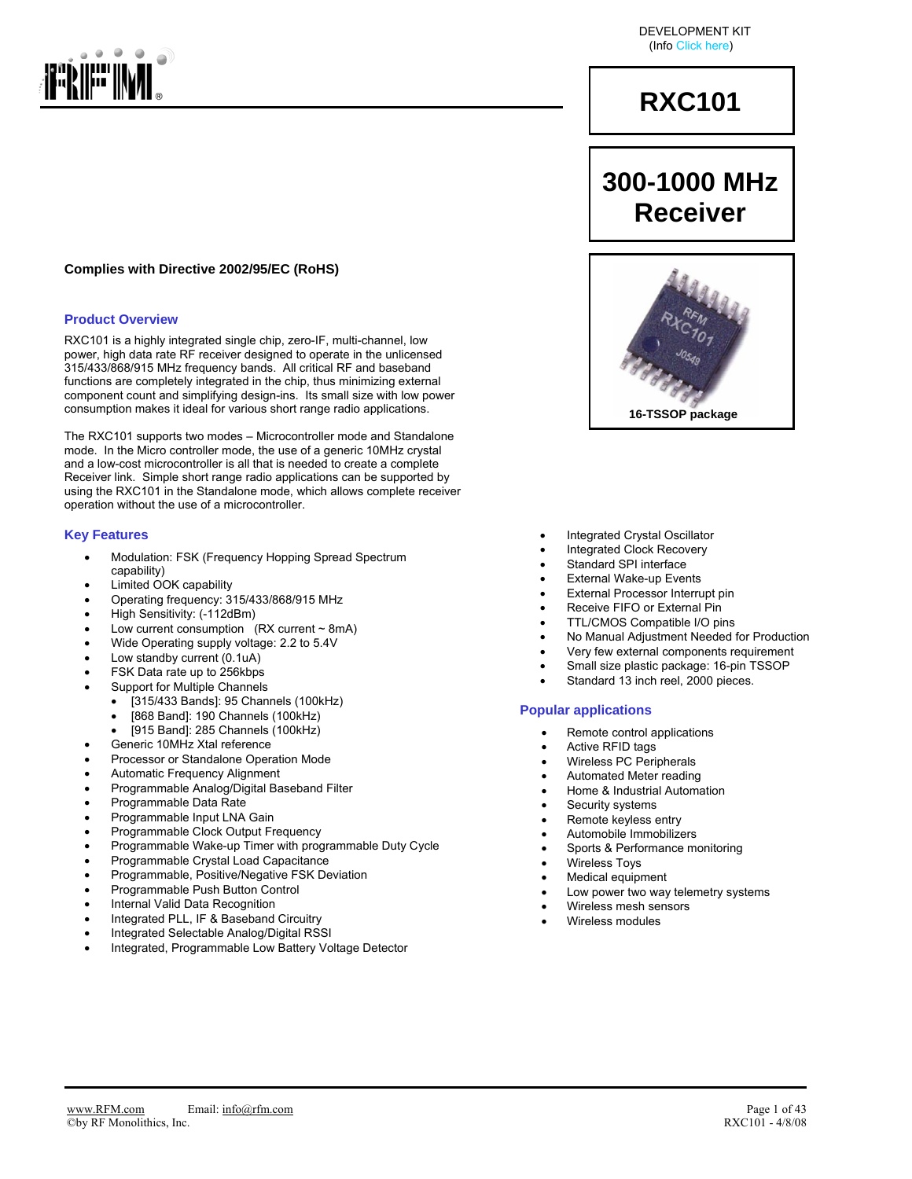DEVELOPMENT KIT
(Info Click here)

# RXC101

## 300-1000 MHz Receiver

16-TSSOP package

**Complies with Directive 2002/95/EC (RoHS)**

## Product Overview

RXC101 is a highly integrated single chip, zero-IF, multi-channel, low power, high data rate RF receiver designed to operate in the unlicensed 315/433/868/915 MHz frequency bands. All critical RF and baseband functions are completely integrated in the chip, thus minimizing external component count and simplifying design-ins. Its small size with low power consumption makes it ideal for various short range radio applications.

The RXC101 supports two modes – Microcontroller mode and Standalone mode. In the Micro controller mode, the use of a generic 10MHz crystal and a low-cost microcontroller is all that is needed to create a complete Receiver link. Simple short range radio applications can be supported by using the RXC101 in the Standalone mode, which allows complete receiver operation without the use of a microcontroller.

## Key Features

- Modulation: FSK (Frequency Hopping Spread Spectrum capability)
- Limited OOK capability
- Operating frequency: 315/433/868/915 MHz
- High Sensitivity: (-112dBm)
- Low current consumption (RX current ~ 8mA)
- Wide Operating supply voltage: 2.2 to 5.4V
- Low standby current (0.1uA)
- FSK Data rate up to 256kbps
- Support for Multiple Channels
  - [315/433 Bands]: 95 Channels (100kHz)
  - [868 Band]: 190 Channels (100kHz)
  - [915 Band]: 285 Channels (100kHz)
- Generic 10MHz Xtal reference
- Processor or Standalone Operation Mode
- Automatic Frequency Alignment
- Programmable Analog/Digital Baseband Filter
- Programmable Data Rate
- Programmable Input LNA Gain
- Programmable Clock Output Frequency
- Programmable Wake-up Timer with programmable Duty Cycle
- Programmable Crystal Load Capacitance
- Programmable, Positive/Negative FSK Deviation
- Programmable Push Button Control
- Internal Valid Data Recognition
- Integrated PLL, IF & Baseband Circuitry
- Integrated Selectable Analog/Digital RSSI
- Integrated, Programmable Low Battery Voltage Detector
- Integrated Crystal Oscillator
- Integrated Clock Recovery
- Standard SPI interface
- External Wake-up Events
- External Processor Interrupt pin
- Receive FIFO or External Pin
- TTL/CMOS Compatible I/O pins
- No Manual Adjustment Needed for Production
- Very few external components requirement
- Small size plastic package: 16-pin TSSOP
- Standard 13 inch reel, 2000 pieces.

## Popular applications

- Remote control applications
- Active RFID tags
- Wireless PC Peripherals
- Automated Meter reading
- Home & Industrial Automation
- Security systems
- Remote keyless entry
- Automobile Immobilizers
- Sports & Performance monitoring
- Wireless Toys
- Medical equipment
- Low power two way telemetry systems
- Wireless mesh sensors
- Wireless modules

www.RFM.com Email: info@rfm.com
©by RF Monolithics, Inc.
RXC101 - 4/8/08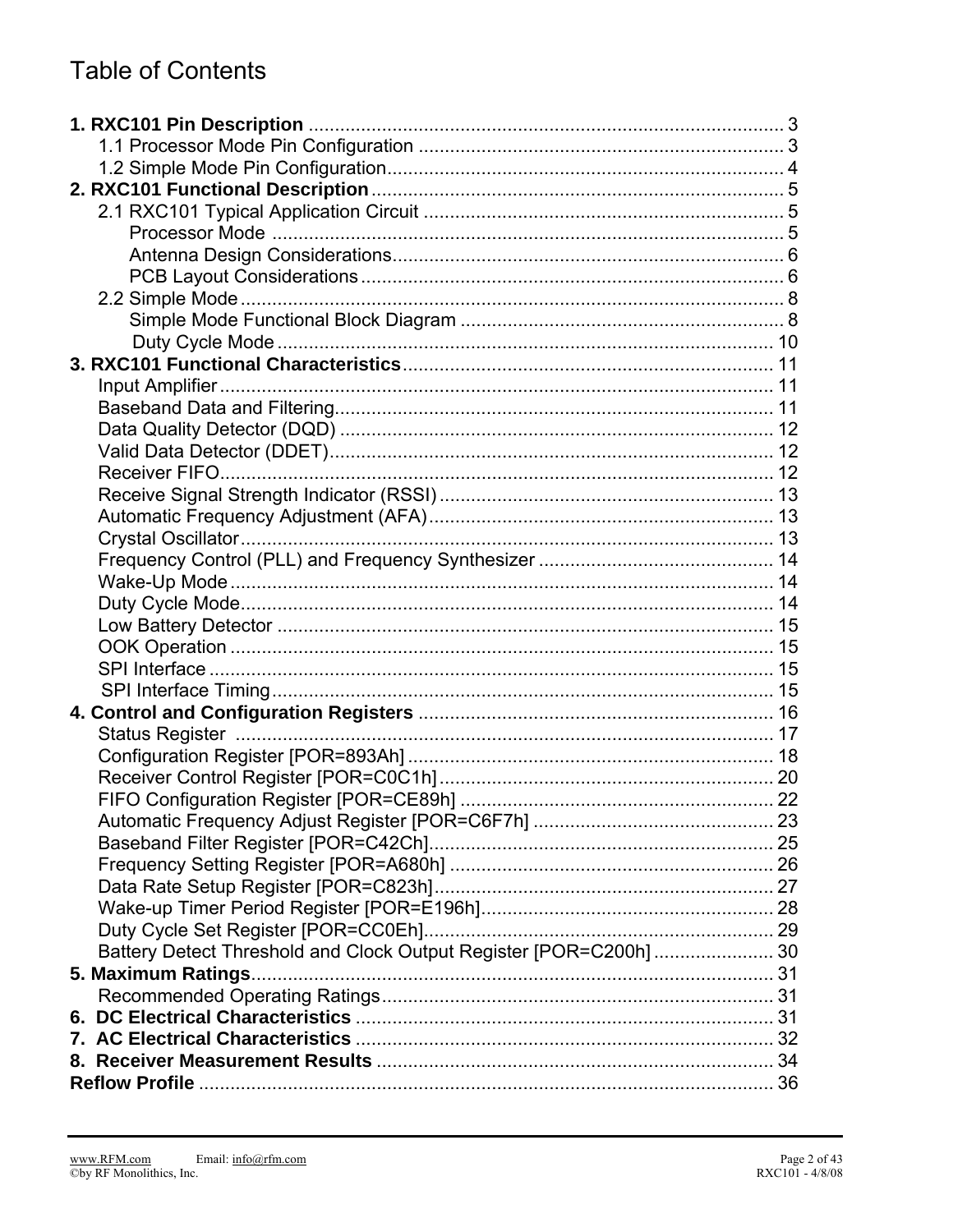# Table of Contents

**1. RXC101 Pin Description** .......... 3
- 1.1 Processor Mode Pin Configuration .......... 3
- 1.2 Simple Mode Pin Configuration .......... 4

**2. RXC101 Functional Description** .......... 5
- 2.1 RXC101 Typical Application Circuit .......... 5
  - Processor Mode .......... 5
  - Antenna Design Considerations .......... 6
  - PCB Layout Considerations .......... 6
- 2.2 Simple Mode .......... 8
  - Simple Mode Functional Block Diagram .......... 8
  - Duty Cycle Mode .......... 10

**3. RXC101 Functional Characteristics** .......... 11
- Input Amplifier .......... 11
- Baseband Data and Filtering .......... 11
- Data Quality Detector (DQD) .......... 12
- Valid Data Detector (DDET) .......... 12
- Receiver FIFO .......... 12
- Receive Signal Strength Indicator (RSSI) .......... 13
- Automatic Frequency Adjustment (AFA) .......... 13
- Crystal Oscillator .......... 13
- Frequency Control (PLL) and Frequency Synthesizer .......... 14
- Wake-Up Mode .......... 14
- Duty Cycle Mode .......... 14
- Low Battery Detector .......... 15
- OOK Operation .......... 15
- SPI Interface .......... 15
- SPI Interface Timing .......... 15

**4. Control and Configuration Registers** .......... 16
- Status Register .......... 17
- Configuration Register [POR=893Ah] .......... 18
- Receiver Control Register [POR=C0C1h] .......... 20
- FIFO Configuration Register [POR=CE89h] .......... 22
- Automatic Frequency Adjust Register [POR=C6F7h] .......... 23
- Baseband Filter Register [POR=C42Ch] .......... 25
- Frequency Setting Register [POR=A680h] .......... 26
- Data Rate Setup Register [POR=C823h] .......... 27
- Wake-up Timer Period Register [POR=E196h] .......... 28
- Duty Cycle Set Register [POR=CC0Eh] .......... 29
- Battery Detect Threshold and Clock Output Register [POR=C200h] .......... 30

**5. Maximum Ratings** .......... 31
- Recommended Operating Ratings .......... 31

**6. DC Electrical Characteristics** .......... 31

**7. AC Electrical Characteristics** .......... 32

**8. Receiver Measurement Results** .......... 34

**Reflow Profile** .......... 36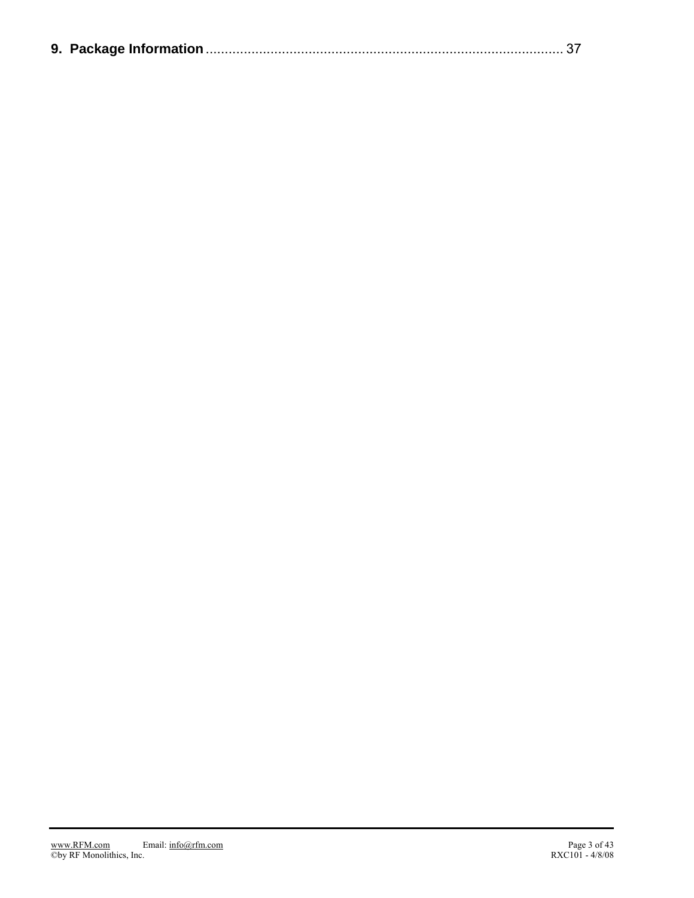**9. Package Information** ............................................................................................. 37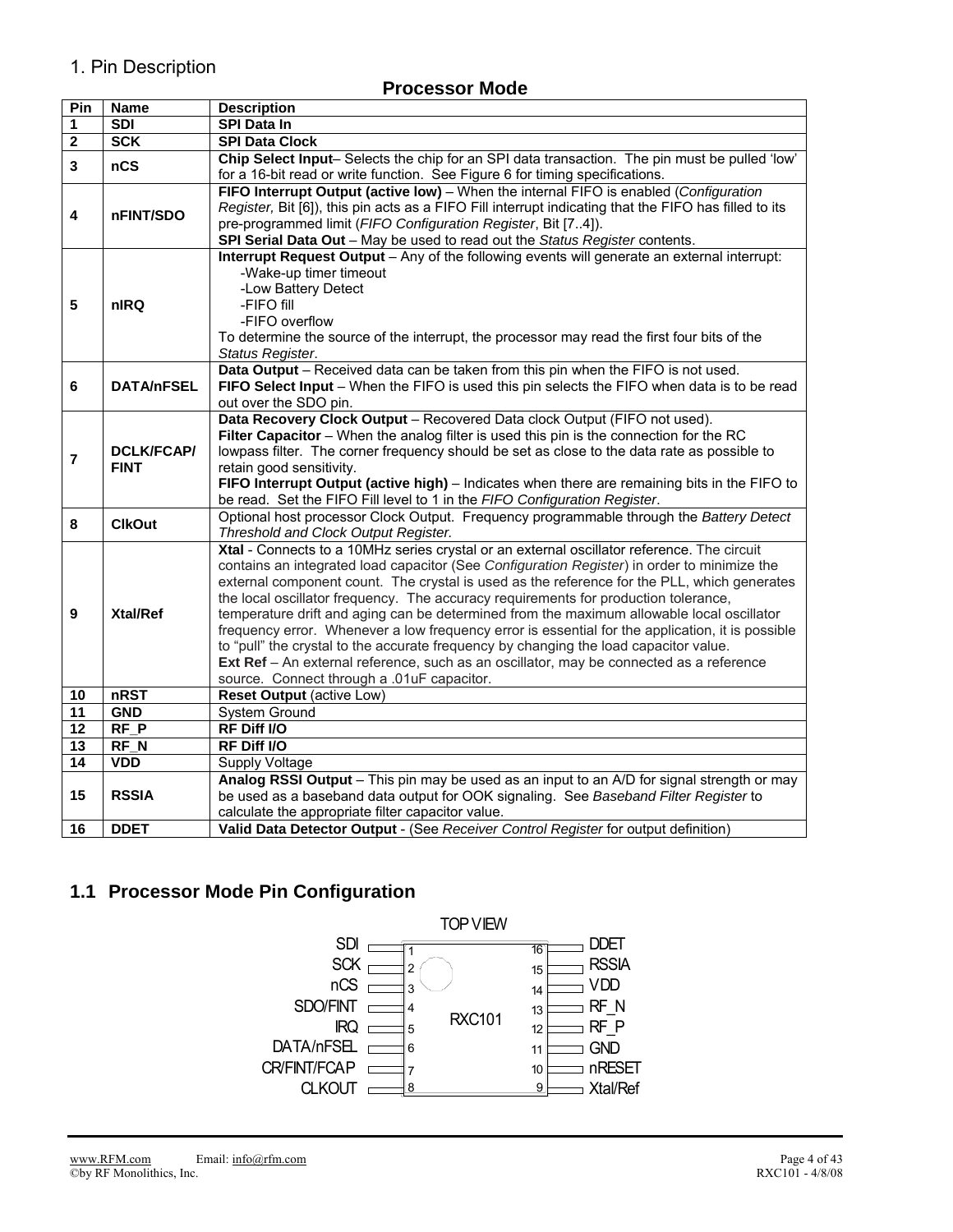## 1. Pin Description

### Processor Mode

| Pin | Name | Description |
|---|---|---|
| 1 | SDI | **SPI Data In** |
| 2 | SCK | **SPI Data Clock** |
| 3 | nCS | **Chip Select Input**– Selects the chip for an SPI data transaction. The pin must be pulled 'low' for a 16-bit read or write function. See Figure 6 for timing specifications. |
| 4 | nFINT/SDO | **FIFO Interrupt Output (active low)** – When the internal FIFO is enabled (*Configuration Register,* Bit [6]), this pin acts as a FIFO Fill interrupt indicating that the FIFO has filled to its pre-programmed limit (*FIFO Configuration Register*, Bit [7..4]). **SPI Serial Data Out** – May be used to read out the *Status Register* contents. |
| 5 | nIRQ | **Interrupt Request Output** – Any of the following events will generate an external interrupt: -Wake-up timer timeout -Low Battery Detect -FIFO fill -FIFO overflow To determine the source of the interrupt, the processor may read the first four bits of the *Status Register*. |
| 6 | DATA/nFSEL | **Data Output** – Received data can be taken from this pin when the FIFO is not used. **FIFO Select Input** – When the FIFO is used this pin selects the FIFO when data is to be read out over the SDO pin. |
| 7 | DCLK/FCAP/ FINT | **Data Recovery Clock Output** – Recovered Data clock Output (FIFO not used). **Filter Capacitor** – When the analog filter is used this pin is the connection for the RC lowpass filter. The corner frequency should be set as close to the data rate as possible to retain good sensitivity. **FIFO Interrupt Output (active high)** – Indicates when there are remaining bits in the FIFO to be read. Set the FIFO Fill level to 1 in the *FIFO Configuration Register*. |
| 8 | ClkOut | Optional host processor Clock Output. Frequency programmable through the *Battery Detect Threshold and Clock Output Register.* |
| 9 | Xtal/Ref | **Xtal** - Connects to a 10MHz series crystal or an external oscillator reference. The circuit contains an integrated load capacitor (See *Configuration Register*) in order to minimize the external component count. The crystal is used as the reference for the PLL, which generates the local oscillator frequency. The accuracy requirements for production tolerance, temperature drift and aging can be determined from the maximum allowable local oscillator frequency error. Whenever a low frequency error is essential for the application, it is possible to "pull" the crystal to the accurate frequency by changing the load capacitor value. **Ext Ref** – An external reference, such as an oscillator, may be connected as a reference source. Connect through a .01uF capacitor. |
| 10 | nRST | **Reset Output** (active Low) |
| 11 | GND | System Ground |
| 12 | RF_P | **RF Diff I/O** |
| 13 | RF_N | **RF Diff I/O** |
| 14 | VDD | Supply Voltage |
| 15 | RSSIA | **Analog RSSI Output** – This pin may be used as an input to an A/D for signal strength or may be used as a baseband data output for OOK signaling. See *Baseband Filter Register* to calculate the appropriate filter capacitor value. |
| 16 | DDET | **Valid Data Detector Output** - (See *Receiver Control Register* for output definition) |

## 1.1 Processor Mode Pin Configuration

TOP VIEW

RXC101

| Left pin name | Pin | Pin | Right pin name |
|---|---|---|---|
| SDI | 1 | 16 | DDET |
| SCK | 2 | 15 | RSSIA |
| nCS | 3 | 14 | VDD |
| SDO/FINT | 4 | 13 | RF_N |
| IRQ | 5 | 12 | RF_P |
| DATA/nFSEL | 6 | 11 | GND |
| CR/FINT/FCAP | 7 | 10 | nRESET |
| CLKOUT | 8 | 9 | Xtal/Ref |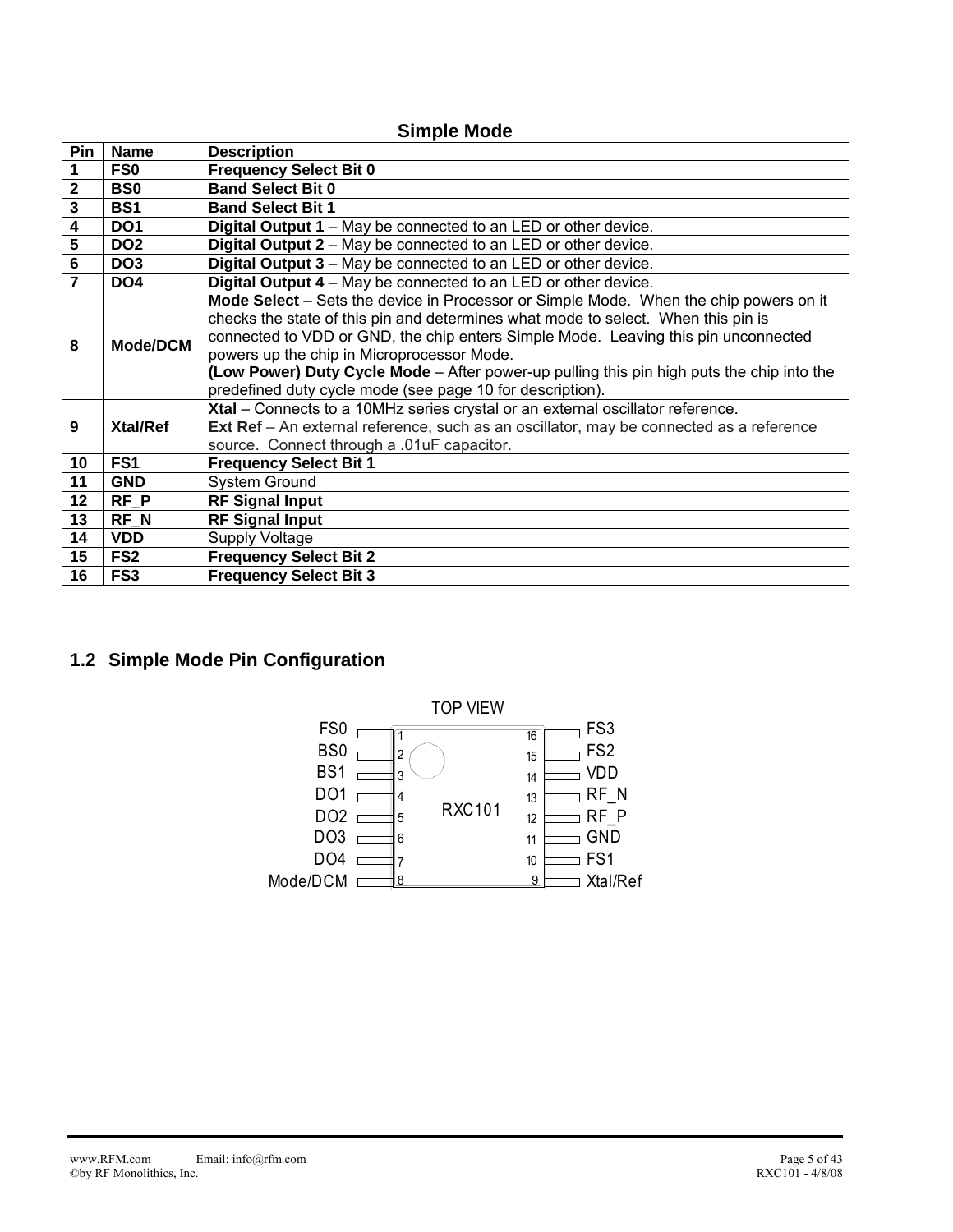### Simple Mode

| Pin | Name | Description |
|---|---|---|
| **1** | **FS0** | **Frequency Select Bit 0** |
| **2** | **BS0** | **Band Select Bit 0** |
| **3** | **BS1** | **Band Select Bit 1** |
| **4** | **DO1** | **Digital Output 1** – May be connected to an LED or other device. |
| **5** | **DO2** | **Digital Output 2** – May be connected to an LED or other device. |
| **6** | **DO3** | **Digital Output 3** – May be connected to an LED or other device. |
| **7** | **DO4** | **Digital Output 4** – May be connected to an LED or other device. |
| **8** | **Mode/DCM** | **Mode Select** – Sets the device in Processor or Simple Mode. When the chip powers on it checks the state of this pin and determines what mode to select. When this pin is connected to VDD or GND, the chip enters Simple Mode. Leaving this pin unconnected powers up the chip in Microprocessor Mode. **(Low Power) Duty Cycle Mode** – After power-up pulling this pin high puts the chip into the predefined duty cycle mode (see page 10 for description). |
| **9** | **Xtal/Ref** | **Xtal** – Connects to a 10MHz series crystal or an external oscillator reference. **Ext Ref** – An external reference, such as an oscillator, may be connected as a reference source. Connect through a .01uF capacitor. |
| **10** | **FS1** | **Frequency Select Bit 1** |
| **11** | **GND** | System Ground |
| **12** | **RF_P** | **RF Signal Input** |
| **13** | **RF_N** | **RF Signal Input** |
| **14** | **VDD** | Supply Voltage |
| **15** | **FS2** | **Frequency Select Bit 2** |
| **16** | **FS3** | **Frequency Select Bit 3** |

## 1.2 Simple Mode Pin Configuration

TOP VIEW

RXC101

| Left Pin Name | Pin | Pin | Right Pin Name |
|---|---|---|---|
| FS0 | 1 | 16 | FS3 |
| BS0 | 2 | 15 | FS2 |
| BS1 | 3 | 14 | VDD |
| DO1 | 4 | 13 | RF_N |
| DO2 | 5 | 12 | RF_P |
| DO3 | 6 | 11 | GND |
| DO4 | 7 | 10 | FS1 |
| Mode/DCM | 8 | 9 | Xtal/Ref |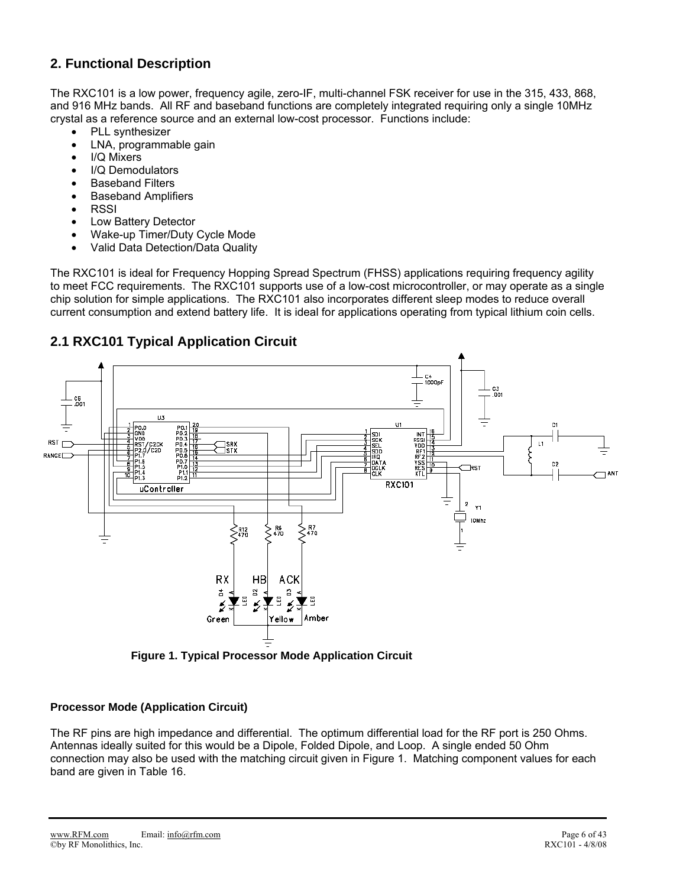## 2. Functional Description

The RXC101 is a low power, frequency agile, zero-IF, multi-channel FSK receiver for use in the 315, 433, 868, and 916 MHz bands. All RF and baseband functions are completely integrated requiring only a single 10MHz crystal as a reference source and an external low-cost processor. Functions include:

- PLL synthesizer
- LNA, programmable gain
- I/Q Mixers
- I/Q Demodulators
- Baseband Filters
- Baseband Amplifiers
- RSSI
- Low Battery Detector
- Wake-up Timer/Duty Cycle Mode
- Valid Data Detection/Data Quality

The RXC101 is ideal for Frequency Hopping Spread Spectrum (FHSS) applications requiring frequency agility to meet FCC requirements. The RXC101 supports use of a low-cost microcontroller, or may operate as a single chip solution for simple applications. The RXC101 also incorporates different sleep modes to reduce overall current consumption and extend battery life. It is ideal for applications operating from typical lithium coin cells.

## 2.1 RXC101 Typical Application Circuit

**Figure 1. Typical Processor Mode Application Circuit**

### Processor Mode (Application Circuit)

The RF pins are high impedance and differential. The optimum differential load for the RF port is 250 Ohms. Antennas ideally suited for this would be a Dipole, Folded Dipole, and Loop. A single ended 50 Ohm connection may also be used with the matching circuit given in Figure 1. Matching component values for each band are given in Table 16.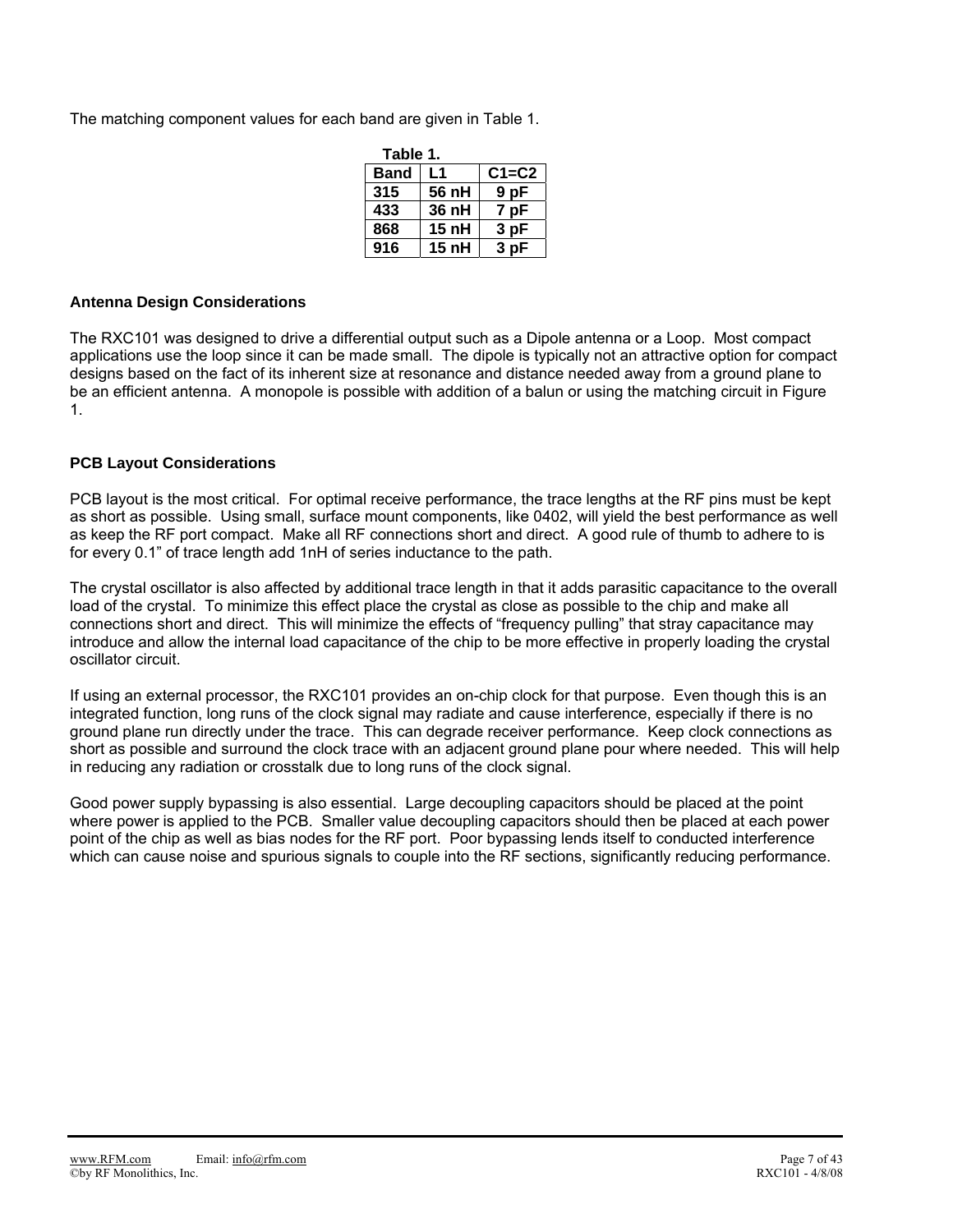The matching component values for each band are given in Table 1.

**Table 1.**

| Band | L1 | C1=C2 |
|---|---|---|
| 315 | 56 nH | 9 pF |
| 433 | 36 nH | 7 pF |
| 868 | 15 nH | 3 pF |
| 916 | 15 nH | 3 pF |

### Antenna Design Considerations

The RXC101 was designed to drive a differential output such as a Dipole antenna or a Loop. Most compact applications use the loop since it can be made small. The dipole is typically not an attractive option for compact designs based on the fact of its inherent size at resonance and distance needed away from a ground plane to be an efficient antenna. A monopole is possible with addition of a balun or using the matching circuit in Figure 1.

### PCB Layout Considerations

PCB layout is the most critical. For optimal receive performance, the trace lengths at the RF pins must be kept as short as possible. Using small, surface mount components, like 0402, will yield the best performance as well as keep the RF port compact. Make all RF connections short and direct. A good rule of thumb to adhere to is for every 0.1" of trace length add 1nH of series inductance to the path.

The crystal oscillator is also affected by additional trace length in that it adds parasitic capacitance to the overall load of the crystal. To minimize this effect place the crystal as close as possible to the chip and make all connections short and direct. This will minimize the effects of "frequency pulling" that stray capacitance may introduce and allow the internal load capacitance of the chip to be more effective in properly loading the crystal oscillator circuit.

If using an external processor, the RXC101 provides an on-chip clock for that purpose. Even though this is an integrated function, long runs of the clock signal may radiate and cause interference, especially if there is no ground plane run directly under the trace. This can degrade receiver performance. Keep clock connections as short as possible and surround the clock trace with an adjacent ground plane pour where needed. This will help in reducing any radiation or crosstalk due to long runs of the clock signal.

Good power supply bypassing is also essential. Large decoupling capacitors should be placed at the point where power is applied to the PCB. Smaller value decoupling capacitors should then be placed at each power point of the chip as well as bias nodes for the RF port. Poor bypassing lends itself to conducted interference which can cause noise and spurious signals to couple into the RF sections, significantly reducing performance.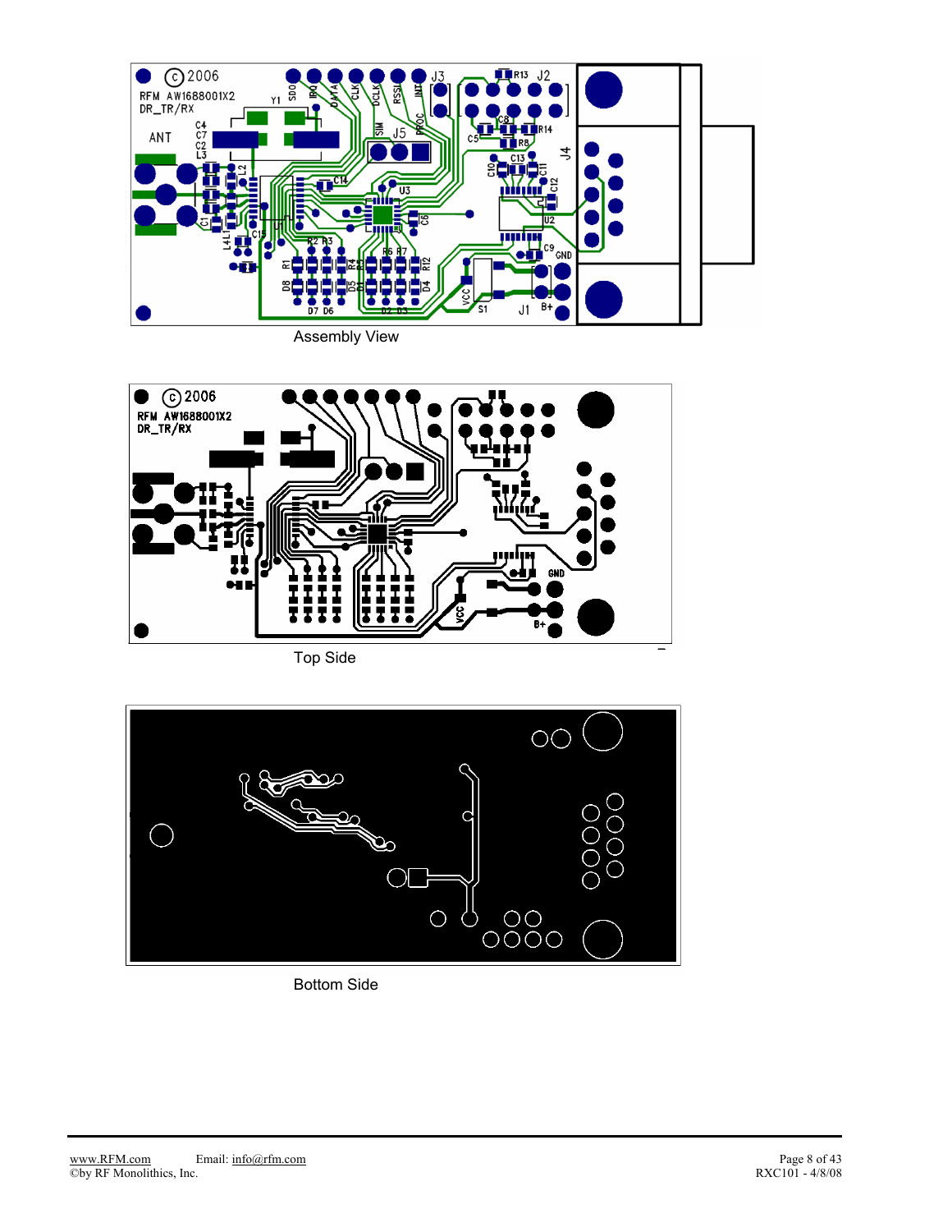Assembly View

Top Side

Bottom Side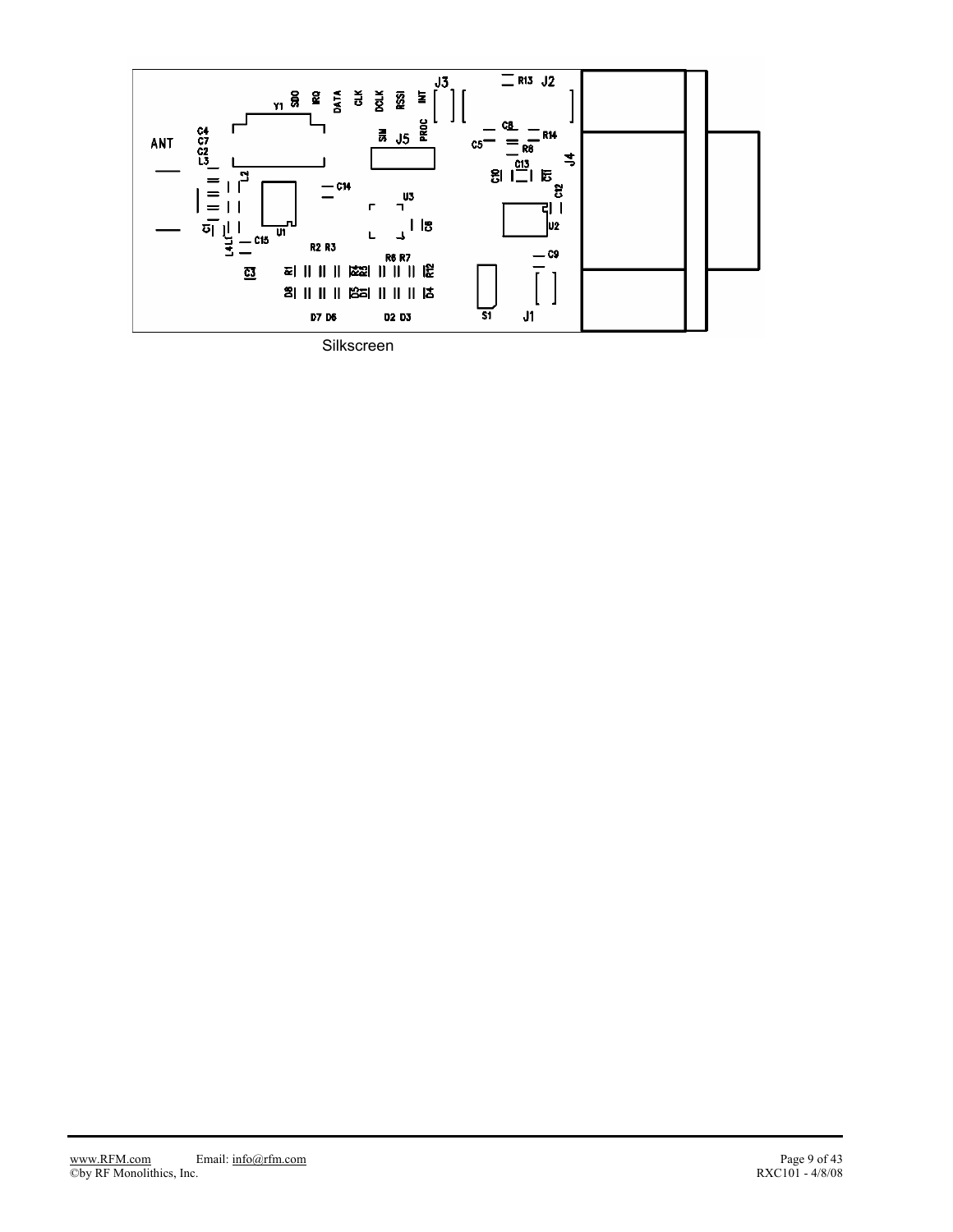Silkscreen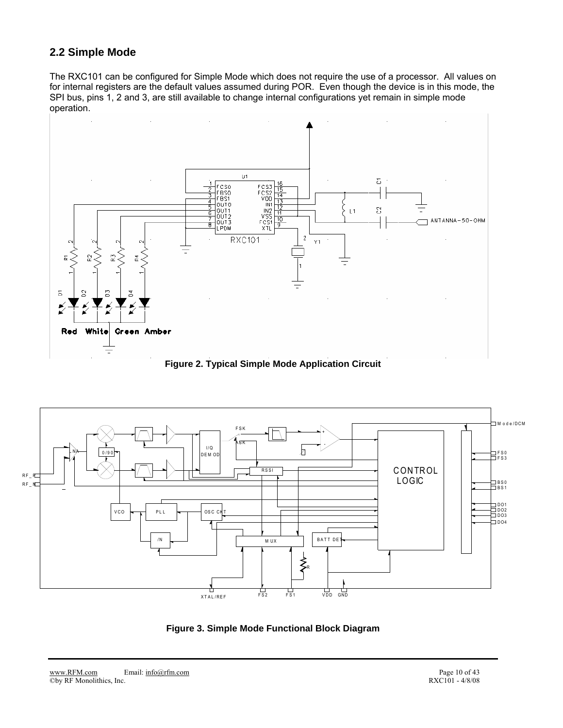## 2.2 Simple Mode

The RXC101 can be configured for Simple Mode which does not require the use of a processor. All values on for internal registers are the default values assumed during POR. Even though the device is in this mode, the SPI bus, pins 1, 2 and 3, are still available to change internal configurations yet remain in simple mode operation.

**Figure 2. Typical Simple Mode Application Circuit**

**Figure 3. Simple Mode Functional Block Diagram**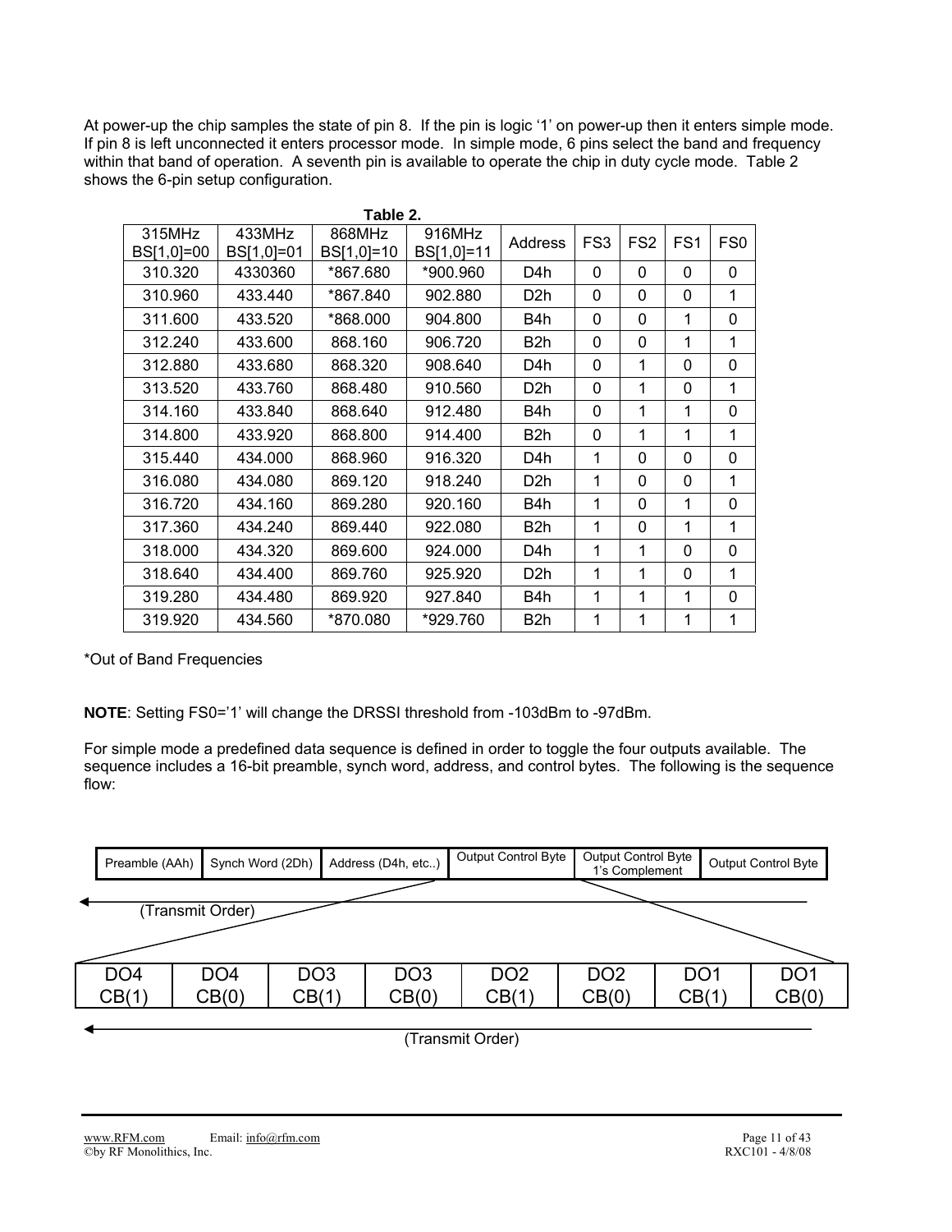At power-up the chip samples the state of pin 8. If the pin is logic '1' on power-up then it enters simple mode. If pin 8 is left unconnected it enters processor mode. In simple mode, 6 pins select the band and frequency within that band of operation. A seventh pin is available to operate the chip in duty cycle mode. Table 2 shows the 6-pin setup configuration.

**Table 2.**

| 315MHz BS[1,0]=00 | 433MHz BS[1,0]=01 | 868MHz BS[1,0]=10 | 916MHz BS[1,0]=11 | Address | FS3 | FS2 | FS1 | FS0 |
|---|---|---|---|---|---|---|---|---|
| 310.320 | 4330360 | *867.680 | *900.960 | D4h | 0 | 0 | 0 | 0 |
| 310.960 | 433.440 | *867.840 | 902.880 | D2h | 0 | 0 | 0 | 1 |
| 311.600 | 433.520 | *868.000 | 904.800 | B4h | 0 | 0 | 1 | 0 |
| 312.240 | 433.600 | 868.160 | 906.720 | B2h | 0 | 0 | 1 | 1 |
| 312.880 | 433.680 | 868.320 | 908.640 | D4h | 0 | 1 | 0 | 0 |
| 313.520 | 433.760 | 868.480 | 910.560 | D2h | 0 | 1 | 0 | 1 |
| 314.160 | 433.840 | 868.640 | 912.480 | B4h | 0 | 1 | 1 | 0 |
| 314.800 | 433.920 | 868.800 | 914.400 | B2h | 0 | 1 | 1 | 1 |
| 315.440 | 434.000 | 868.960 | 916.320 | D4h | 1 | 0 | 0 | 0 |
| 316.080 | 434.080 | 869.120 | 918.240 | D2h | 1 | 0 | 0 | 1 |
| 316.720 | 434.160 | 869.280 | 920.160 | B4h | 1 | 0 | 1 | 0 |
| 317.360 | 434.240 | 869.440 | 922.080 | B2h | 1 | 0 | 1 | 1 |
| 318.000 | 434.320 | 869.600 | 924.000 | D4h | 1 | 1 | 0 | 0 |
| 318.640 | 434.400 | 869.760 | 925.920 | D2h | 1 | 1 | 0 | 1 |
| 319.280 | 434.480 | 869.920 | 927.840 | B4h | 1 | 1 | 1 | 0 |
| 319.920 | 434.560 | *870.080 | *929.760 | B2h | 1 | 1 | 1 | 1 |

*Out of Band Frequencies

**NOTE**: Setting FS0='1' will change the DRSSI threshold from -103dBm to -97dBm.

For simple mode a predefined data sequence is defined in order to toggle the four outputs available. The sequence includes a 16-bit preamble, synch word, address, and control bytes. The following is the sequence flow:

| Preamble (AAh) | Synch Word (2Dh) | Address (D4h, etc..) | Output Control Byte | Output Control Byte 1's Complement | Output Control Byte |
|---|---|---|---|---|---|

(Transmit Order)

| DO4 CB(1) | DO4 CB(0) | DO3 CB(1) | DO3 CB(0) | DO2 CB(1) | DO2 CB(0) | DO1 CB(1) | DO1 CB(0) |
|---|---|---|---|---|---|---|---|

(Transmit Order)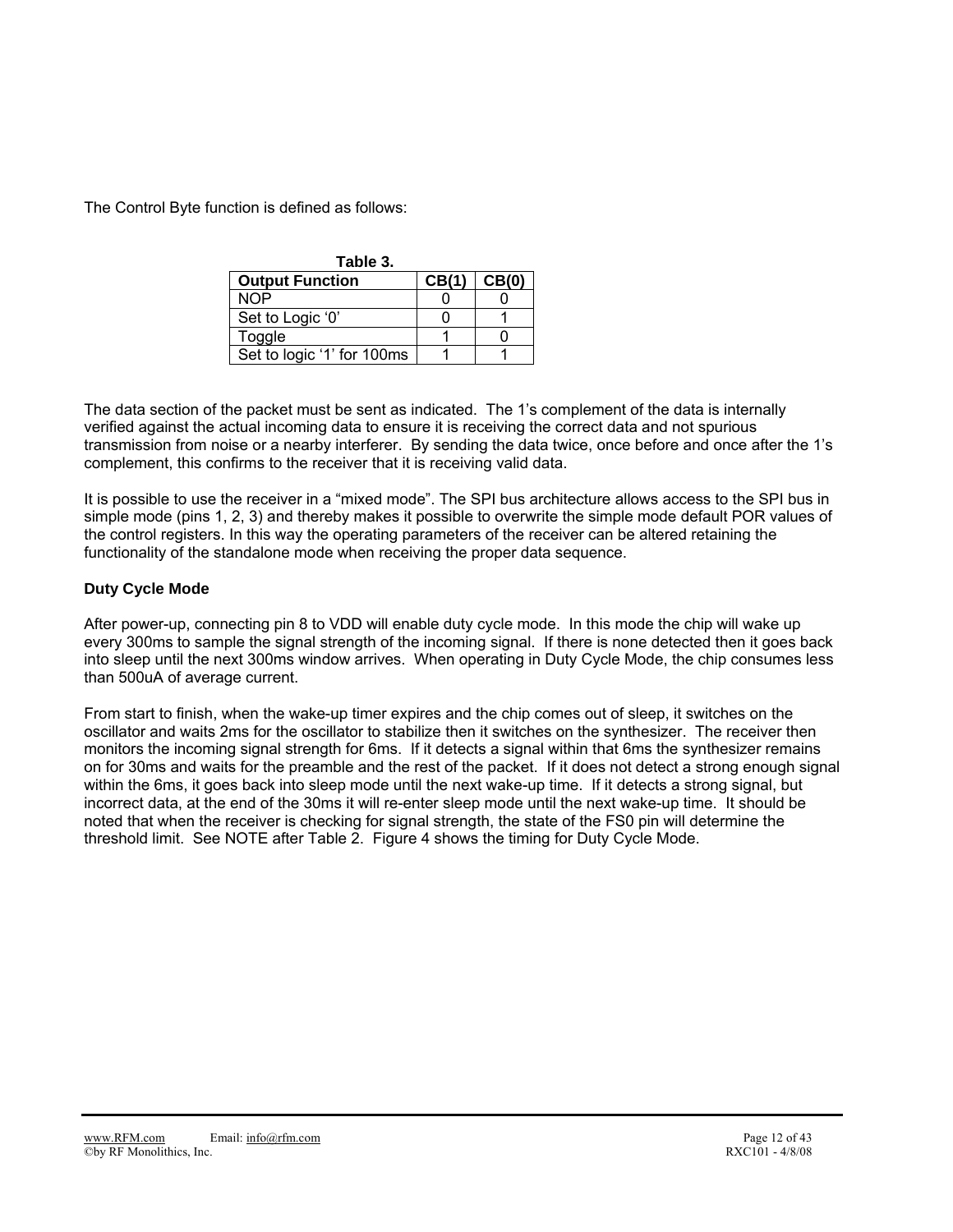The Control Byte function is defined as follows:

**Table 3.**

| Output Function | CB(1) | CB(0) |
|---|---|---|
| NOP | 0 | 0 |
| Set to Logic ‘0’ | 0 | 1 |
| Toggle | 1 | 0 |
| Set to logic ‘1’ for 100ms | 1 | 1 |

The data section of the packet must be sent as indicated. The 1’s complement of the data is internally verified against the actual incoming data to ensure it is receiving the correct data and not spurious transmission from noise or a nearby interferer. By sending the data twice, once before and once after the 1’s complement, this confirms to the receiver that it is receiving valid data.

It is possible to use the receiver in a “mixed mode”. The SPI bus architecture allows access to the SPI bus in simple mode (pins 1, 2, 3) and thereby makes it possible to overwrite the simple mode default POR values of the control registers. In this way the operating parameters of the receiver can be altered retaining the functionality of the standalone mode when receiving the proper data sequence.

**Duty Cycle Mode**

After power-up, connecting pin 8 to VDD will enable duty cycle mode. In this mode the chip will wake up every 300ms to sample the signal strength of the incoming signal. If there is none detected then it goes back into sleep until the next 300ms window arrives. When operating in Duty Cycle Mode, the chip consumes less than 500uA of average current.

From start to finish, when the wake-up timer expires and the chip comes out of sleep, it switches on the oscillator and waits 2ms for the oscillator to stabilize then it switches on the synthesizer. The receiver then monitors the incoming signal strength for 6ms. If it detects a signal within that 6ms the synthesizer remains on for 30ms and waits for the preamble and the rest of the packet. If it does not detect a strong enough signal within the 6ms, it goes back into sleep mode until the next wake-up time. If it detects a strong signal, but incorrect data, at the end of the 30ms it will re-enter sleep mode until the next wake-up time. It should be noted that when the receiver is checking for signal strength, the state of the FS0 pin will determine the threshold limit. See NOTE after Table 2. Figure 4 shows the timing for Duty Cycle Mode.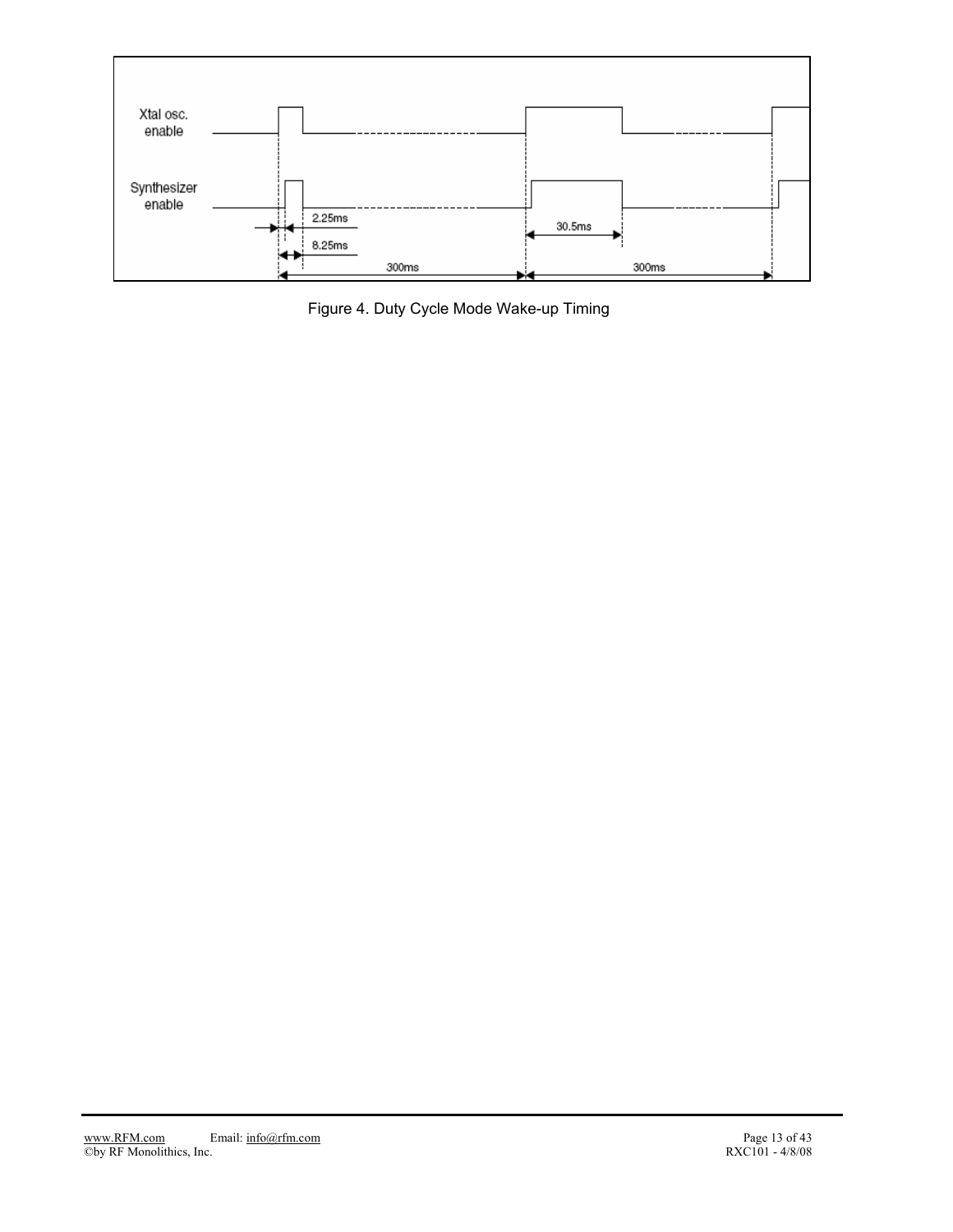Xtal osc. enable

Synthesizer enable

2.25ms

8.25ms

300ms

30.5ms

300ms

Figure 4. Duty Cycle Mode Wake-up Timing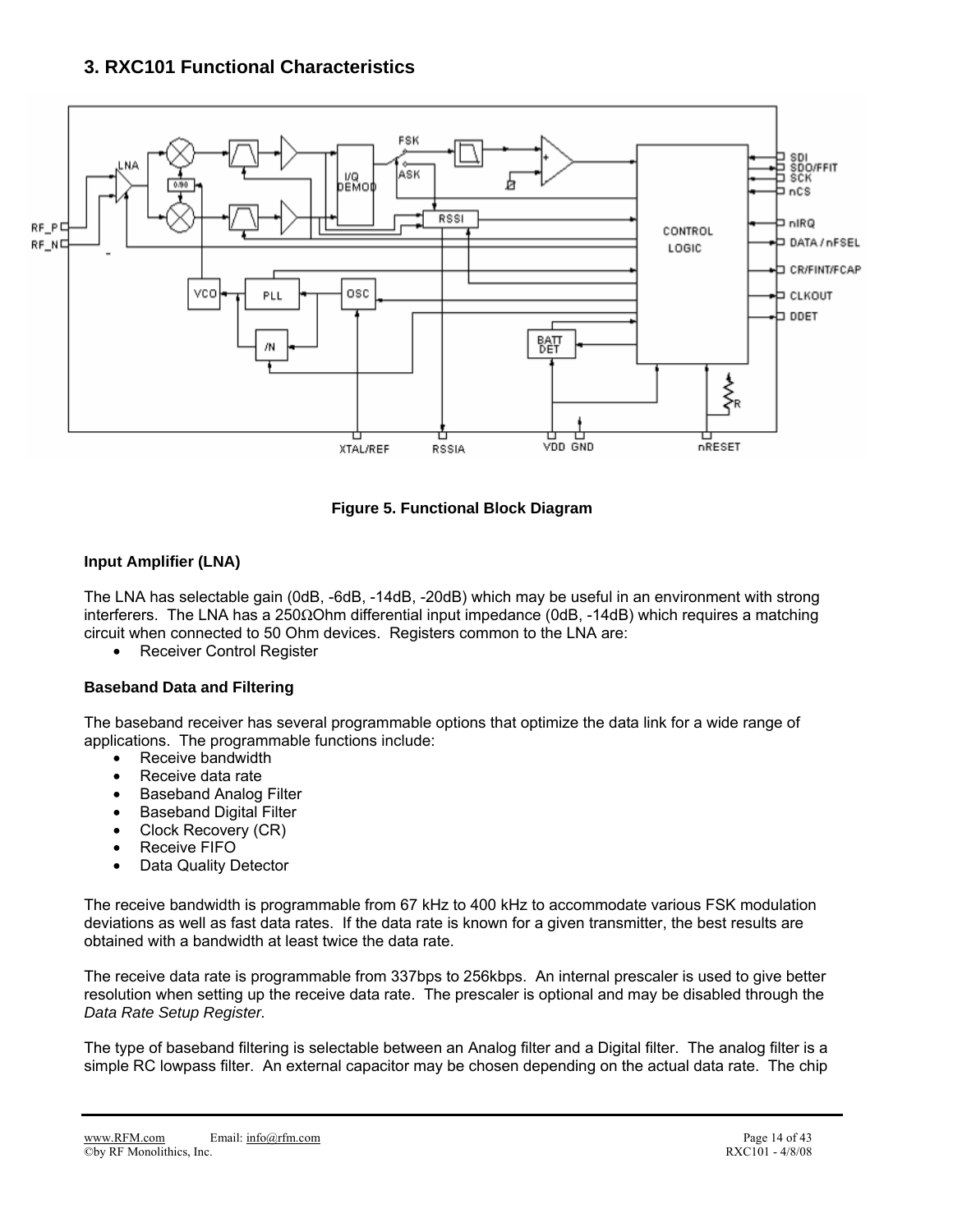## 3. RXC101 Functional Characteristics

Figure 5. Functional Block Diagram

### Input Amplifier (LNA)

The LNA has selectable gain (0dB, -6dB, -14dB, -20dB) which may be useful in an environment with strong interferers. The LNA has a 250ΩOhm differential input impedance (0dB, -14dB) which requires a matching circuit when connected to 50 Ohm devices. Registers common to the LNA are:

- Receiver Control Register

### Baseband Data and Filtering

The baseband receiver has several programmable options that optimize the data link for a wide range of applications. The programmable functions include:

- Receive bandwidth
- Receive data rate
- Baseband Analog Filter
- Baseband Digital Filter
- Clock Recovery (CR)
- Receive FIFO
- Data Quality Detector

The receive bandwidth is programmable from 67 kHz to 400 kHz to accommodate various FSK modulation deviations as well as fast data rates. If the data rate is known for a given transmitter, the best results are obtained with a bandwidth at least twice the data rate.

The receive data rate is programmable from 337bps to 256kbps. An internal prescaler is used to give better resolution when setting up the receive data rate. The prescaler is optional and may be disabled through the *Data Rate Setup Register.*

The type of baseband filtering is selectable between an Analog filter and a Digital filter. The analog filter is a simple RC lowpass filter. An external capacitor may be chosen depending on the actual data rate. The chip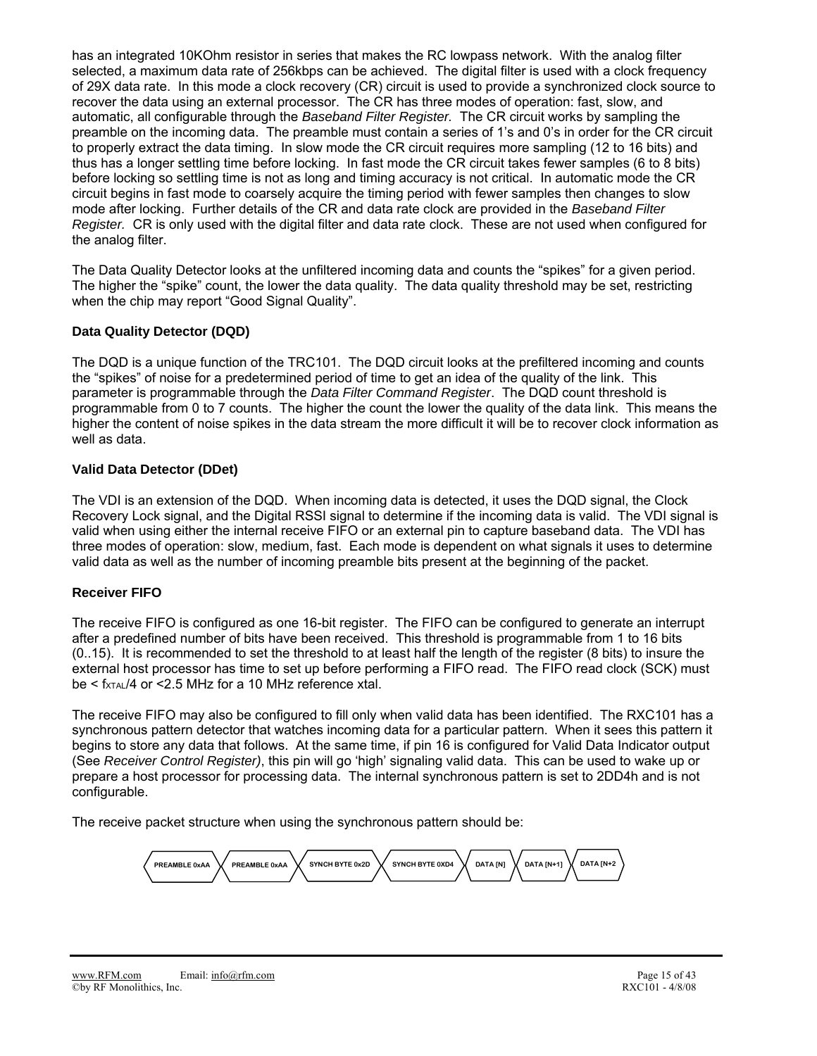has an integrated 10KOhm resistor in series that makes the RC lowpass network. With the analog filter selected, a maximum data rate of 256kbps can be achieved. The digital filter is used with a clock frequency of 29X data rate. In this mode a clock recovery (CR) circuit is used to provide a synchronized clock source to recover the data using an external processor. The CR has three modes of operation: fast, slow, and automatic, all configurable through the *Baseband Filter Register.* The CR circuit works by sampling the preamble on the incoming data. The preamble must contain a series of 1's and 0's in order for the CR circuit to properly extract the data timing. In slow mode the CR circuit requires more sampling (12 to 16 bits) and thus has a longer settling time before locking. In fast mode the CR circuit takes fewer samples (6 to 8 bits) before locking so settling time is not as long and timing accuracy is not critical. In automatic mode the CR circuit begins in fast mode to coarsely acquire the timing period with fewer samples then changes to slow mode after locking. Further details of the CR and data rate clock are provided in the *Baseband Filter Register.* CR is only used with the digital filter and data rate clock. These are not used when configured for the analog filter.

The Data Quality Detector looks at the unfiltered incoming data and counts the "spikes" for a given period. The higher the "spike" count, the lower the data quality. The data quality threshold may be set, restricting when the chip may report "Good Signal Quality".

### Data Quality Detector (DQD)

The DQD is a unique function of the TRC101. The DQD circuit looks at the prefiltered incoming and counts the "spikes" of noise for a predetermined period of time to get an idea of the quality of the link. This parameter is programmable through the *Data Filter Command Register*. The DQD count threshold is programmable from 0 to 7 counts. The higher the count the lower the quality of the data link. This means the higher the content of noise spikes in the data stream the more difficult it will be to recover clock information as well as data.

### Valid Data Detector (DDet)

The VDI is an extension of the DQD. When incoming data is detected, it uses the DQD signal, the Clock Recovery Lock signal, and the Digital RSSI signal to determine if the incoming data is valid. The VDI signal is valid when using either the internal receive FIFO or an external pin to capture baseband data. The VDI has three modes of operation: slow, medium, fast. Each mode is dependent on what signals it uses to determine valid data as well as the number of incoming preamble bits present at the beginning of the packet.

### Receiver FIFO

The receive FIFO is configured as one 16-bit register. The FIFO can be configured to generate an interrupt after a predefined number of bits have been received. This threshold is programmable from 1 to 16 bits (0..15). It is recommended to set the threshold to at least half the length of the register (8 bits) to insure the external host processor has time to set up before performing a FIFO read. The FIFO read clock (SCK) must be < $f_{XTAL}/4$ or <2.5 MHz for a 10 MHz reference xtal.

The receive FIFO may also be configured to fill only when valid data has been identified. The RXC101 has a synchronous pattern detector that watches incoming data for a particular pattern. When it sees this pattern it begins to store any data that follows. At the same time, if pin 16 is configured for Valid Data Indicator output (See *Receiver Control Register)*, this pin will go 'high' signaling valid data. This can be used to wake up or prepare a host processor for processing data. The internal synchronous pattern is set to 2DD4h and is not configurable.

The receive packet structure when using the synchronous pattern should be:

| PREAMBLE 0xAA | PREAMBLE 0xAA | SYNCH BYTE 0x2D | SYNCH BYTE 0XD4 | DATA [N] | DATA [N+1] | DATA [N+2 |
|---|---|---|---|---|---|---|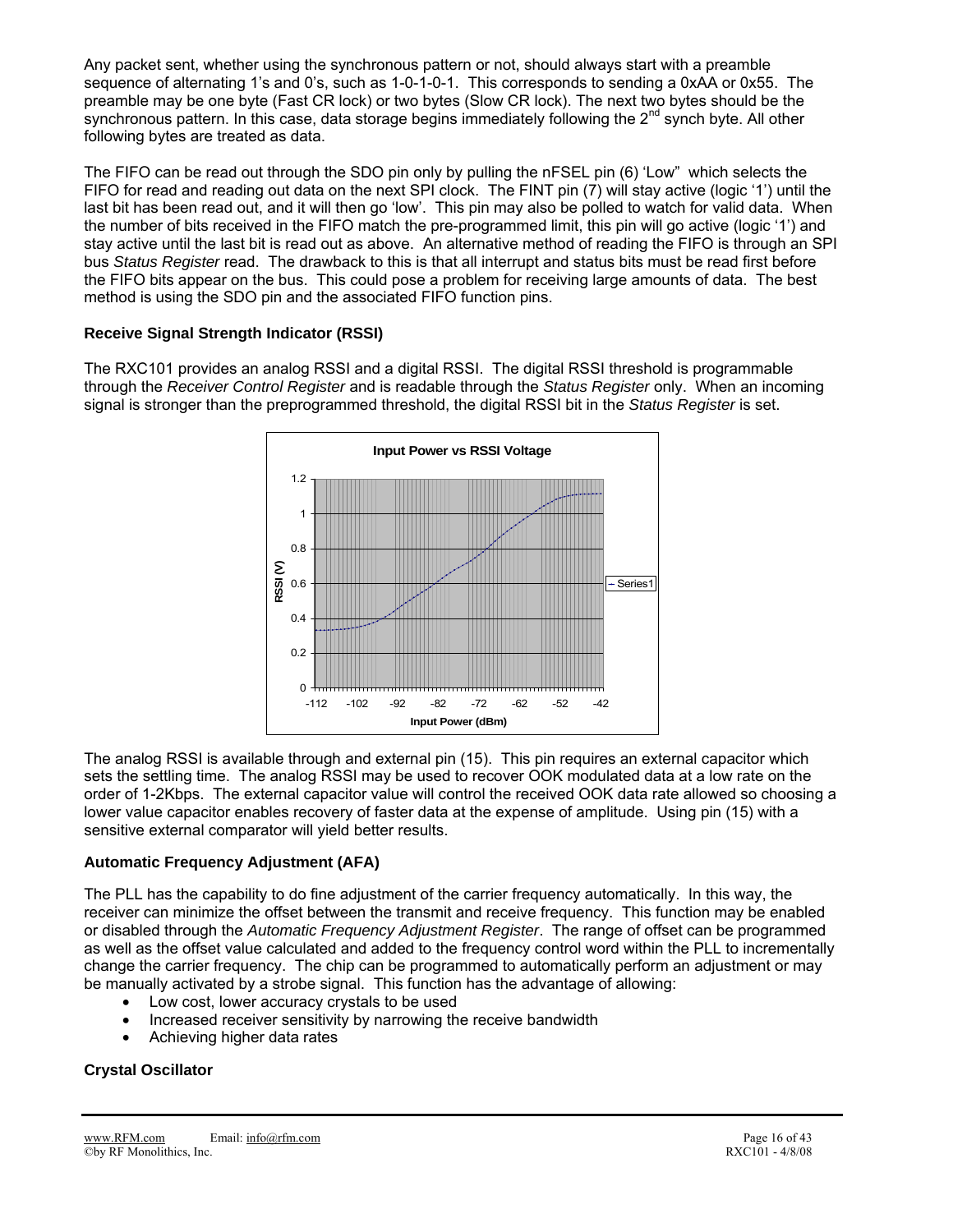Any packet sent, whether using the synchronous pattern or not, should always start with a preamble sequence of alternating 1's and 0's, such as 1-0-1-0-1. This corresponds to sending a 0xAA or 0x55. The preamble may be one byte (Fast CR lock) or two bytes (Slow CR lock). The next two bytes should be the synchronous pattern. In this case, data storage begins immediately following the 2nd synch byte. All other following bytes are treated as data.

The FIFO can be read out through the SDO pin only by pulling the nFSEL pin (6) 'Low" which selects the FIFO for read and reading out data on the next SPI clock. The FINT pin (7) will stay active (logic '1') until the last bit has been read out, and it will then go 'low'. This pin may also be polled to watch for valid data. When the number of bits received in the FIFO match the pre-programmed limit, this pin will go active (logic '1') and stay active until the last bit is read out as above. An alternative method of reading the FIFO is through an SPI bus *Status Register* read. The drawback to this is that all interrupt and status bits must be read first before the FIFO bits appear on the bus. This could pose a problem for receiving large amounts of data. The best method is using the SDO pin and the associated FIFO function pins.

### Receive Signal Strength Indicator (RSSI)

The RXC101 provides an analog RSSI and a digital RSSI. The digital RSSI threshold is programmable through the *Receiver Control Register* and is readable through the *Status Register* only. When an incoming signal is stronger than the preprogrammed threshold, the digital RSSI bit in the *Status Register* is set.

The analog RSSI is available through and external pin (15). This pin requires an external capacitor which sets the settling time. The analog RSSI may be used to recover OOK modulated data at a low rate on the order of 1-2Kbps. The external capacitor value will control the received OOK data rate allowed so choosing a lower value capacitor enables recovery of faster data at the expense of amplitude. Using pin (15) with a sensitive external comparator will yield better results.

### Automatic Frequency Adjustment (AFA)

The PLL has the capability to do fine adjustment of the carrier frequency automatically. In this way, the receiver can minimize the offset between the transmit and receive frequency. This function may be enabled or disabled through the *Automatic Frequency Adjustment Register*. The range of offset can be programmed as well as the offset value calculated and added to the frequency control word within the PLL to incrementally change the carrier frequency. The chip can be programmed to automatically perform an adjustment or may be manually activated by a strobe signal. This function has the advantage of allowing:

- Low cost, lower accuracy crystals to be used
- Increased receiver sensitivity by narrowing the receive bandwidth
- Achieving higher data rates

### Crystal Oscillator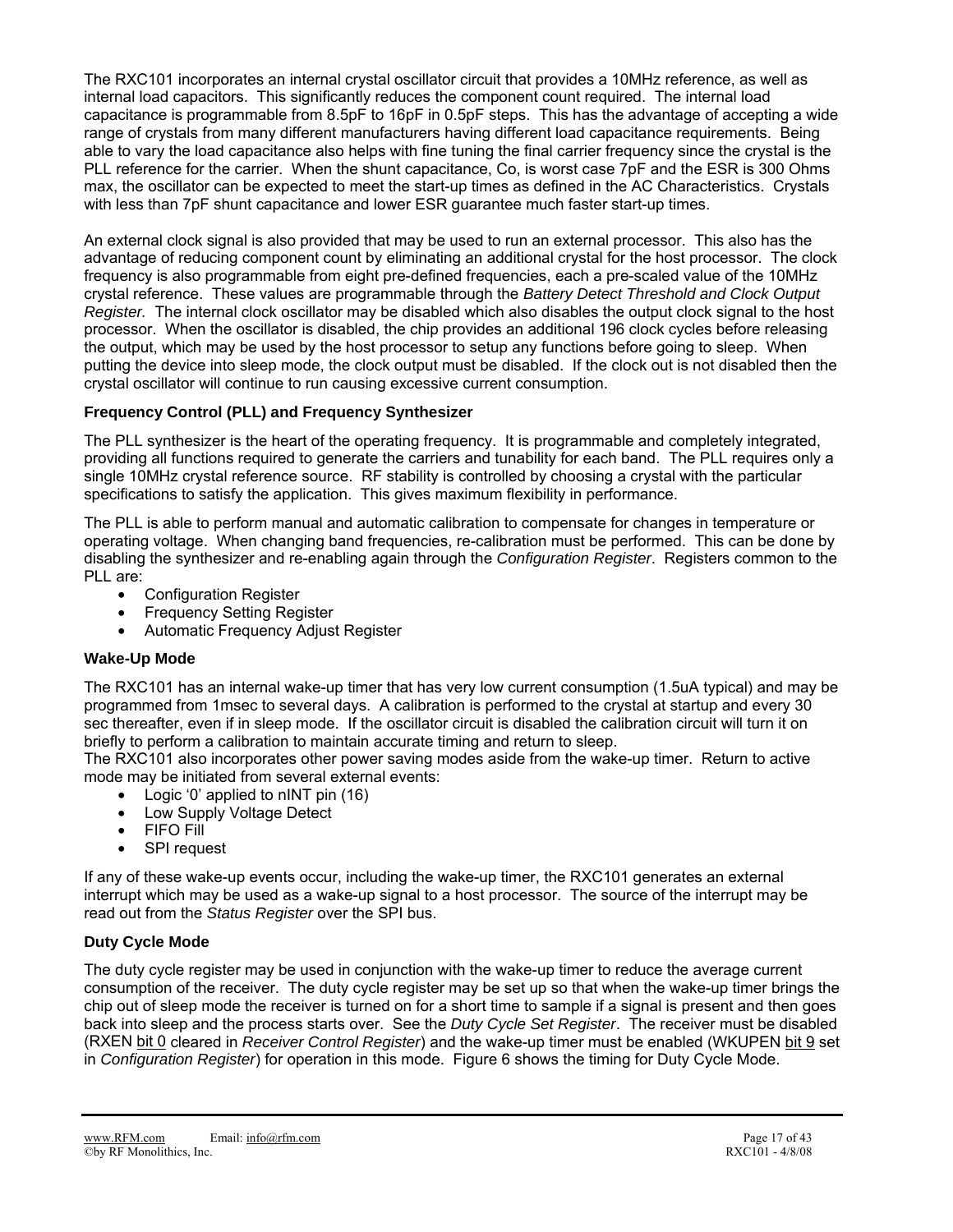The RXC101 incorporates an internal crystal oscillator circuit that provides a 10MHz reference, as well as internal load capacitors. This significantly reduces the component count required. The internal load capacitance is programmable from 8.5pF to 16pF in 0.5pF steps. This has the advantage of accepting a wide range of crystals from many different manufacturers having different load capacitance requirements. Being able to vary the load capacitance also helps with fine tuning the final carrier frequency since the crystal is the PLL reference for the carrier. When the shunt capacitance, Co, is worst case 7pF and the ESR is 300 Ohms max, the oscillator can be expected to meet the start-up times as defined in the AC Characteristics. Crystals with less than 7pF shunt capacitance and lower ESR guarantee much faster start-up times.

An external clock signal is also provided that may be used to run an external processor. This also has the advantage of reducing component count by eliminating an additional crystal for the host processor. The clock frequency is also programmable from eight pre-defined frequencies, each a pre-scaled value of the 10MHz crystal reference. These values are programmable through the *Battery Detect Threshold and Clock Output Register.* The internal clock oscillator may be disabled which also disables the output clock signal to the host processor. When the oscillator is disabled, the chip provides an additional 196 clock cycles before releasing the output, which may be used by the host processor to setup any functions before going to sleep. When putting the device into sleep mode, the clock output must be disabled. If the clock out is not disabled then the crystal oscillator will continue to run causing excessive current consumption.

### Frequency Control (PLL) and Frequency Synthesizer

The PLL synthesizer is the heart of the operating frequency. It is programmable and completely integrated, providing all functions required to generate the carriers and tunability for each band. The PLL requires only a single 10MHz crystal reference source. RF stability is controlled by choosing a crystal with the particular specifications to satisfy the application. This gives maximum flexibility in performance.

The PLL is able to perform manual and automatic calibration to compensate for changes in temperature or operating voltage. When changing band frequencies, re-calibration must be performed. This can be done by disabling the synthesizer and re-enabling again through the *Configuration Register*. Registers common to the PLL are:

- Configuration Register
- Frequency Setting Register
- Automatic Frequency Adjust Register

### Wake-Up Mode

The RXC101 has an internal wake-up timer that has very low current consumption (1.5uA typical) and may be programmed from 1msec to several days. A calibration is performed to the crystal at startup and every 30 sec thereafter, even if in sleep mode. If the oscillator circuit is disabled the calibration circuit will turn it on briefly to perform a calibration to maintain accurate timing and return to sleep.
The RXC101 also incorporates other power saving modes aside from the wake-up timer. Return to active mode may be initiated from several external events:

- Logic ‘0’ applied to nINT pin (16)
- Low Supply Voltage Detect
- FIFO Fill
- SPI request

If any of these wake-up events occur, including the wake-up timer, the RXC101 generates an external interrupt which may be used as a wake-up signal to a host processor. The source of the interrupt may be read out from the *Status Register* over the SPI bus.

### Duty Cycle Mode

The duty cycle register may be used in conjunction with the wake-up timer to reduce the average current consumption of the receiver. The duty cycle register may be set up so that when the wake-up timer brings the chip out of sleep mode the receiver is turned on for a short time to sample if a signal is present and then goes back into sleep and the process starts over. See the *Duty Cycle Set Register*. The receiver must be disabled (RXEN bit 0 cleared in *Receiver Control Register*) and the wake-up timer must be enabled (WKUPEN bit 9 set in *Configuration Register*) for operation in this mode. Figure 6 shows the timing for Duty Cycle Mode.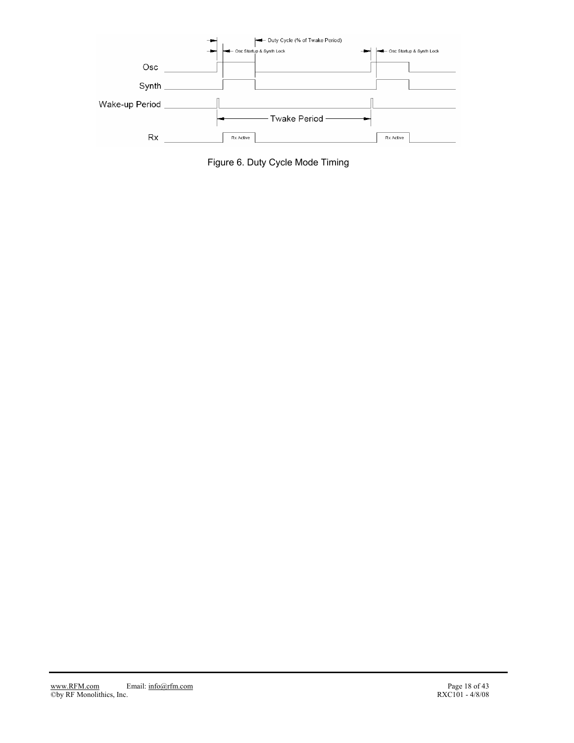Figure 6. Duty Cycle Mode Timing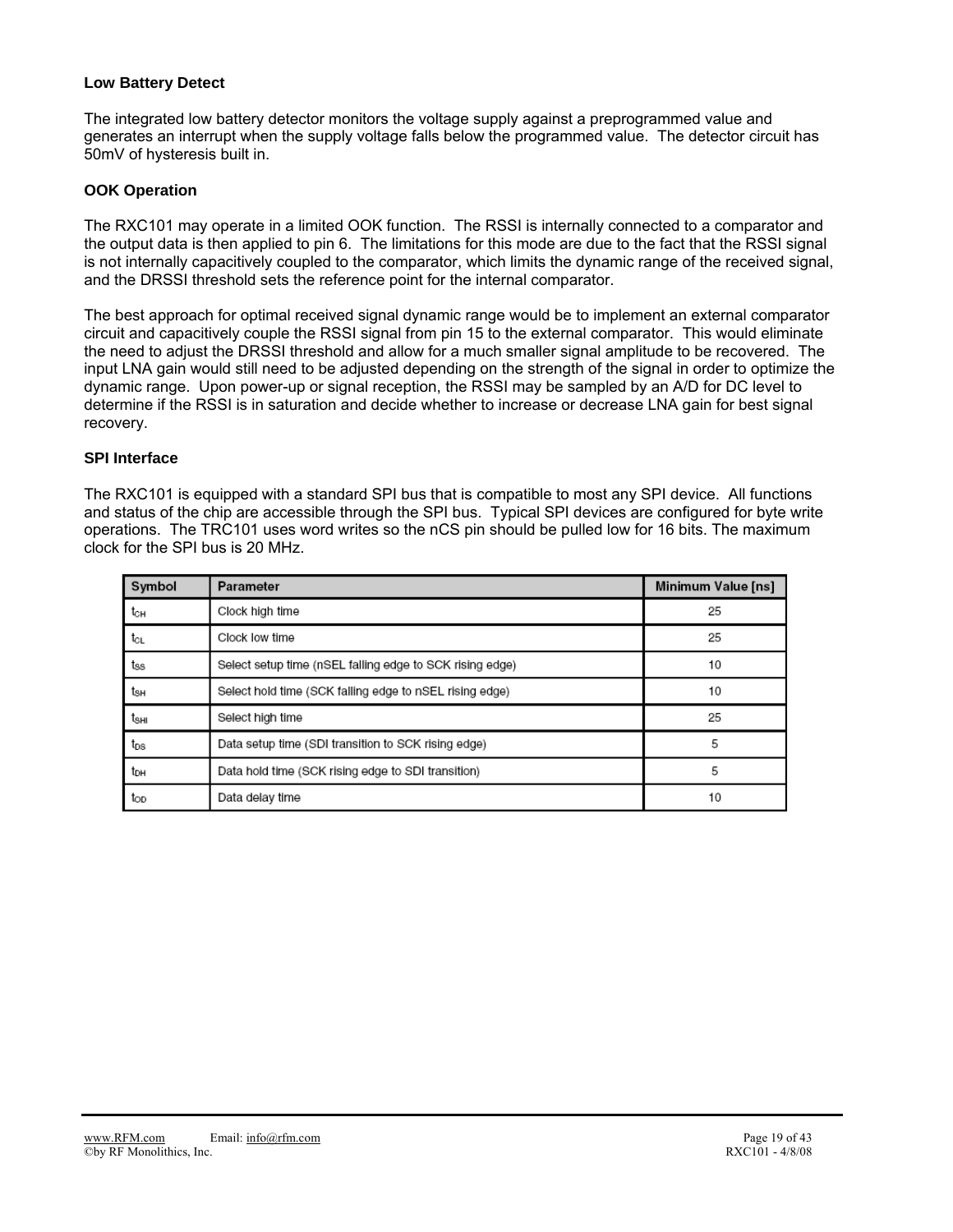### Low Battery Detect

The integrated low battery detector monitors the voltage supply against a preprogrammed value and generates an interrupt when the supply voltage falls below the programmed value. The detector circuit has 50mV of hysteresis built in.

### OOK Operation

The RXC101 may operate in a limited OOK function. The RSSI is internally connected to a comparator and the output data is then applied to pin 6. The limitations for this mode are due to the fact that the RSSI signal is not internally capacitively coupled to the comparator, which limits the dynamic range of the received signal, and the DRSSI threshold sets the reference point for the internal comparator.

The best approach for optimal received signal dynamic range would be to implement an external comparator circuit and capacitively couple the RSSI signal from pin 15 to the external comparator. This would eliminate the need to adjust the DRSSI threshold and allow for a much smaller signal amplitude to be recovered. The input LNA gain would still need to be adjusted depending on the strength of the signal in order to optimize the dynamic range. Upon power-up or signal reception, the RSSI may be sampled by an A/D for DC level to determine if the RSSI is in saturation and decide whether to increase or decrease LNA gain for best signal recovery.

### SPI Interface

The RXC101 is equipped with a standard SPI bus that is compatible to most any SPI device. All functions and status of the chip are accessible through the SPI bus. Typical SPI devices are configured for byte write operations. The TRC101 uses word writes so the nCS pin should be pulled low for 16 bits. The maximum clock for the SPI bus is 20 MHz.

| Symbol | Parameter | Minimum Value [ns] |
|---|---|---|
| $t_{CH}$ | Clock high time | 25 |
| $t_{CL}$ | Clock low time | 25 |
| $t_{SS}$ | Select setup time (nSEL falling edge to SCK rising edge) | 10 |
| $t_{SH}$ | Select hold time (SCK falling edge to nSEL rising edge) | 10 |
| $t_{SHI}$ | Select high time | 25 |
| $t_{DS}$ | Data setup time (SDI transition to SCK rising edge) | 5 |
| $t_{DH}$ | Data hold time (SCK rising edge to SDI transition) | 5 |
| $t_{OD}$ | Data delay time | 10 |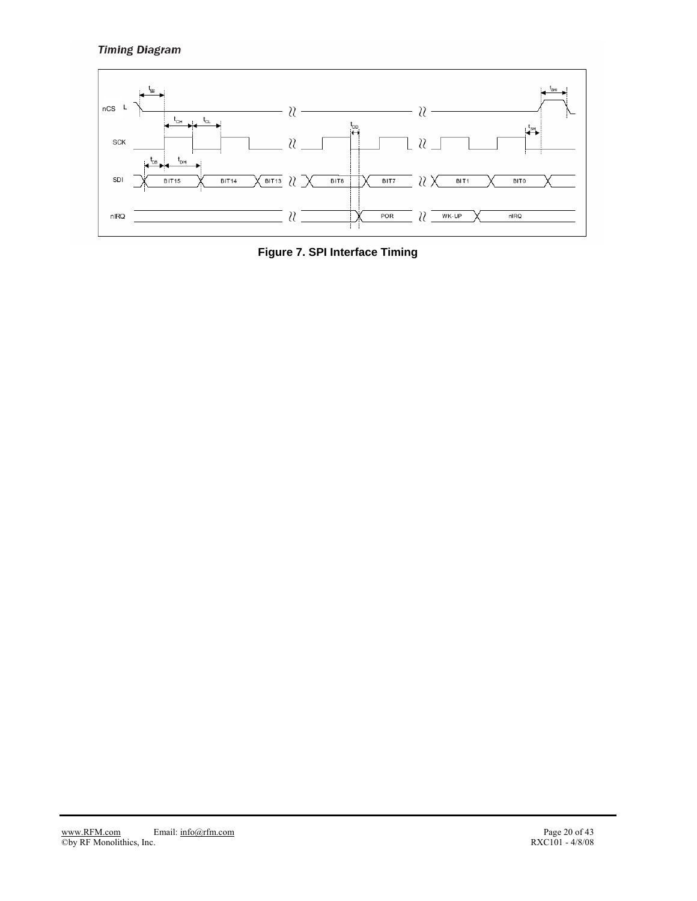*Timing Diagram*

**Figure 7. SPI Interface Timing**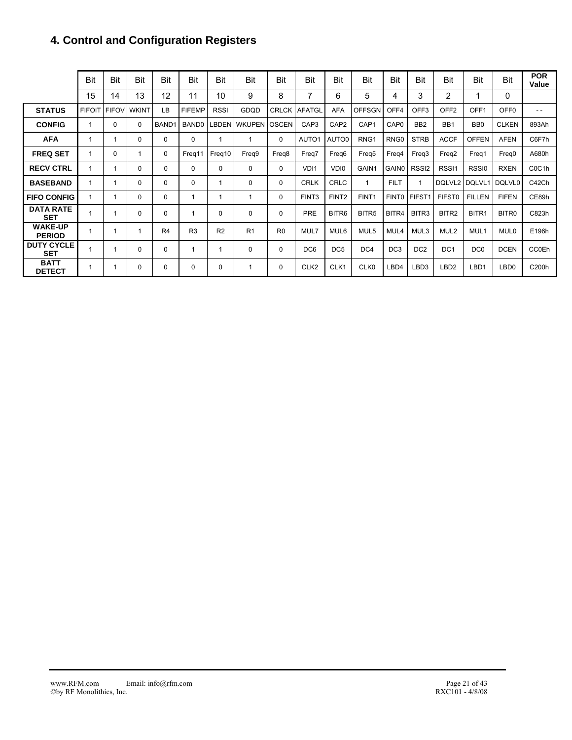## 4. Control and Configuration Registers

| | Bit 15 | Bit 14 | Bit 13 | Bit 12 | Bit 11 | Bit 10 | Bit 9 | Bit 8 | Bit 7 | Bit 6 | Bit 5 | Bit 4 | Bit 3 | Bit 2 | Bit 1 | Bit 0 | POR Value |
|---|---|---|---|---|---|---|---|---|---|---|---|---|---|---|---|---|---|
| **STATUS** | FIFOIT | FIFOV | WKINT | LB | FIFEMP | RSSI | GDQD | CRLCK | AFATGL | AFA | OFFSGN | OFF4 | OFF3 | OFF2 | OFF1 | OFF0 | - - |
| **CONFIG** | 1 | 0 | 0 | BAND1 | BAND0 | LBDEN | WKUPEN | OSCEN | CAP3 | CAP2 | CAP1 | CAP0 | BB2 | BB1 | BB0 | CLKEN | 893Ah |
| **AFA** | 1 | 1 | 0 | 0 | 0 | 1 | 1 | 0 | AUTO1 | AUTO0 | RNG1 | RNG0 | STRB | ACCF | OFFEN | AFEN | C6F7h |
| **FREQ SET** | 1 | 0 | 1 | 0 | Freq11 | Freq10 | Freq9 | Freq8 | Freq7 | Freq6 | Freq5 | Freq4 | Freq3 | Freq2 | Freq1 | Freq0 | A680h |
| **RECV CTRL** | 1 | 1 | 0 | 0 | 0 | 0 | 0 | 0 | VDI1 | VDI0 | GAIN1 | GAIN0 | RSSI2 | RSSI1 | RSSI0 | RXEN | C0C1h |
| **BASEBAND** | 1 | 1 | 0 | 0 | 0 | 1 | 0 | 0 | CRLK | CRLC | 1 | FILT | 1 | DQLVL2 | DQLVL1 | DQLVL0 | C42Ch |
| **FIFO CONFIG** | 1 | 1 | 0 | 0 | 1 | 1 | 1 | 0 | FINT3 | FINT2 | FINT1 | FINT0 | FIFST1 | FIFST0 | FILLEN | FIFEN | CE89h |
| **DATA RATE SET** | 1 | 1 | 0 | 0 | 1 | 0 | 0 | 0 | PRE | BITR6 | BITR5 | BITR4 | BITR3 | BITR2 | BITR1 | BITR0 | C823h |
| **WAKE-UP PERIOD** | 1 | 1 | 1 | R4 | R3 | R2 | R1 | R0 | MUL7 | MUL6 | MUL5 | MUL4 | MUL3 | MUL2 | MUL1 | MUL0 | E196h |
| **DUTY CYCLE SET** | 1 | 1 | 0 | 0 | 1 | 1 | 0 | 0 | DC6 | DC5 | DC4 | DC3 | DC2 | DC1 | DC0 | DCEN | CC0Eh |
| **BATT DETECT** | 1 | 1 | 0 | 0 | 0 | 0 | 1 | 0 | CLK2 | CLK1 | CLK0 | LBD4 | LBD3 | LBD2 | LBD1 | LBD0 | C200h |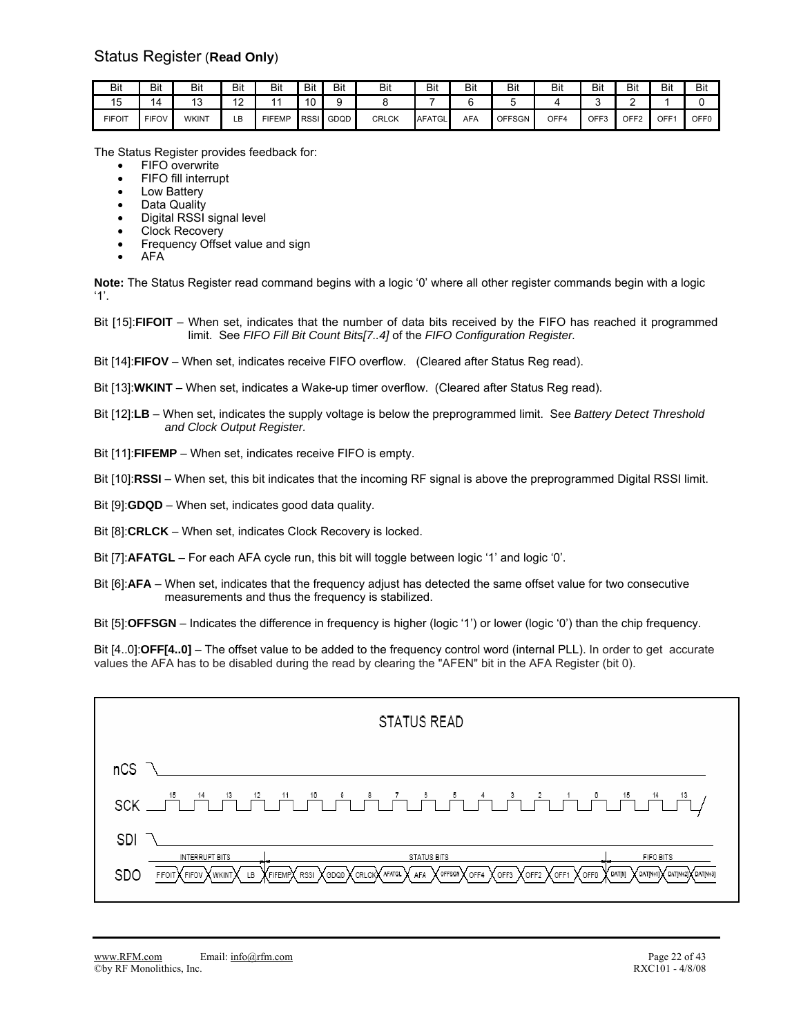## Status Register (**Read Only**)

| Bit 15 | Bit 14 | Bit 13 | Bit 12 | Bit 11 | Bit 10 | Bit 9 | Bit 8 | Bit 7 | Bit 6 | Bit 5 | Bit 4 | Bit 3 | Bit 2 | Bit 1 | Bit 0 |
|---|---|---|---|---|---|---|---|---|---|---|---|---|---|---|---|
| FIFOIT | FIFOV | WKINT | LB | FIFEMP | RSSI | GDQD | CRLCK | AFATGL | AFA | OFFSGN | OFF4 | OFF3 | OFF2 | OFF1 | OFF0 |

The Status Register provides feedback for:

- FIFO overwrite
- FIFO fill interrupt
- Low Battery
- Data Quality
- Digital RSSI signal level
- Clock Recovery
- Frequency Offset value and sign
- AFA

**Note:** The Status Register read command begins with a logic '0' where all other register commands begin with a logic '1'.

Bit [15]:**FIFOIT** – When set, indicates that the number of data bits received by the FIFO has reached it programmed limit. See *FIFO Fill Bit Count Bits[7..4]* of the *FIFO Configuration Register.*

Bit [14]:**FIFOV** – When set, indicates receive FIFO overflow. (Cleared after Status Reg read).

Bit [13]:**WKINT** – When set, indicates a Wake-up timer overflow. (Cleared after Status Reg read).

Bit [12]:**LB** – When set, indicates the supply voltage is below the preprogrammed limit. See *Battery Detect Threshold and Clock Output Register.*

Bit [11]:**FIFEMP** – When set, indicates receive FIFO is empty.

Bit [10]:**RSSI** – When set, this bit indicates that the incoming RF signal is above the preprogrammed Digital RSSI limit.

Bit [9]:**GDQD** – When set, indicates good data quality.

Bit [8]:**CRLCK** – When set, indicates Clock Recovery is locked.

Bit [7]:**AFATGL** – For each AFA cycle run, this bit will toggle between logic '1' and logic '0'.

Bit [6]:**AFA** – When set, indicates that the frequency adjust has detected the same offset value for two consecutive measurements and thus the frequency is stabilized.

Bit [5]:**OFFSGN** – Indicates the difference in frequency is higher (logic '1') or lower (logic '0') than the chip frequency.

Bit [4..0]:**OFF[4..0]** – The offset value to be added to the frequency control word (internal PLL). In order to get accurate values the AFA has to be disabled during the read by clearing the "AFEN" bit in the AFA Register (bit 0).

STATUS READ

nCS

SCK: 15 14 13 12 11 10 9 8 7 6 5 4 3 2 1 0 15 14 13

SDI

SDO: INTERRUPT BITS: FIFOIT FIFOV WKINT LB | STATUS BITS: FIFEMP RSSI GDQD CRLCK AFATGL AFA OFFSGN OFF4 OFF3 OFF2 OFF1 OFF0 | FIFO BITS: DAT[N] DAT[N+1] DAT[N+2] DAT[N+3]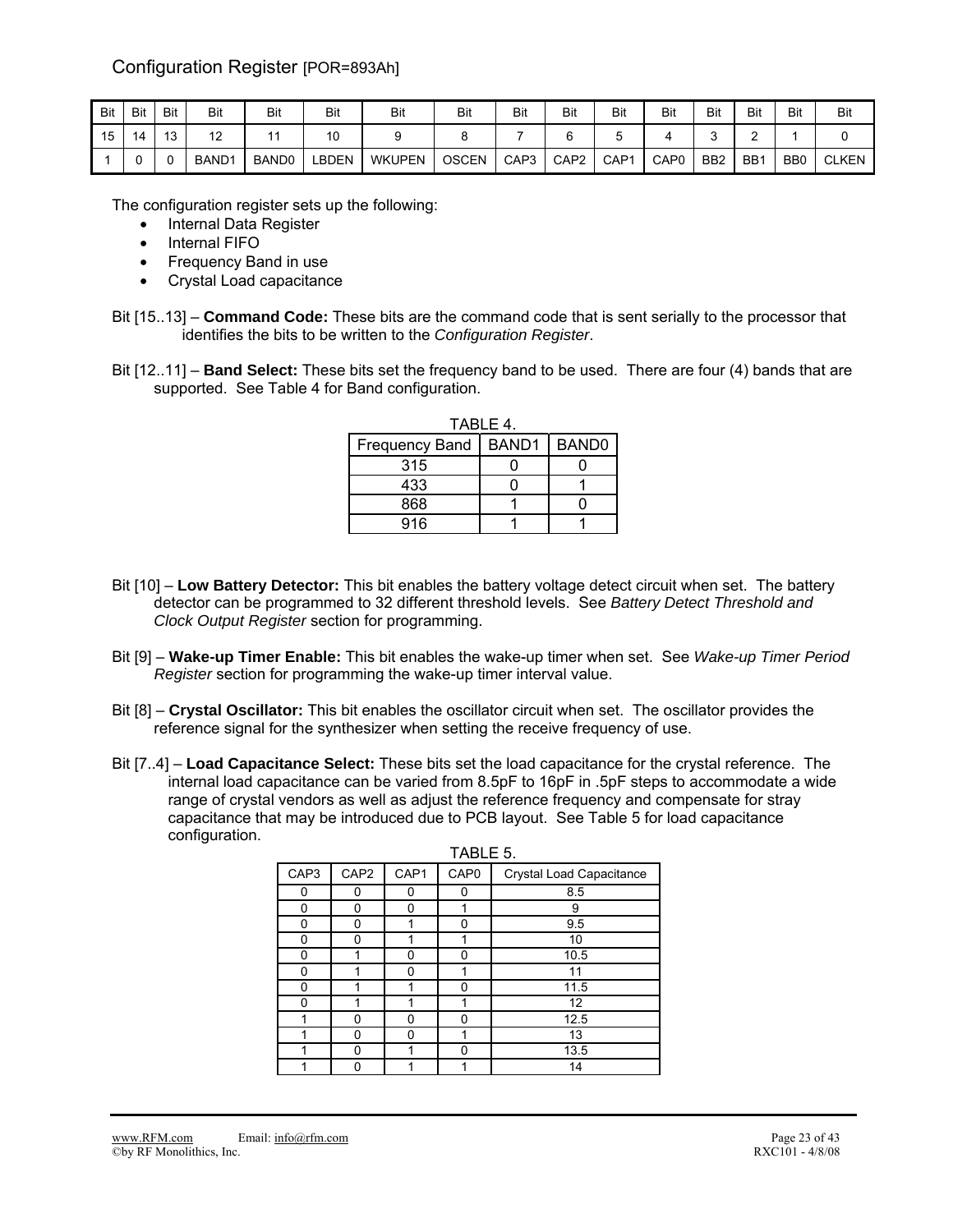## Configuration Register [POR=893Ah]

| Bit | Bit | Bit | Bit | Bit | Bit | Bit | Bit | Bit | Bit | Bit | Bit | Bit | Bit | Bit | Bit |
|---|---|---|---|---|---|---|---|---|---|---|---|---|---|---|---|
| 15 | 14 | 13 | 12 | 11 | 10 | 9 | 8 | 7 | 6 | 5 | 4 | 3 | 2 | 1 | 0 |
| 1 | 0 | 0 | BAND1 | BAND0 | LBDEN | WKUPEN | OSCEN | CAP3 | CAP2 | CAP1 | CAP0 | BB2 | BB1 | BB0 | CLKEN |

The configuration register sets up the following:

- Internal Data Register
- Internal FIFO
- Frequency Band in use
- Crystal Load capacitance

Bit [15..13] – **Command Code:** These bits are the command code that is sent serially to the processor that identifies the bits to be written to the *Configuration Register*.

Bit [12..11] – **Band Select:** These bits set the frequency band to be used. There are four (4) bands that are supported. See Table 4 for Band configuration.

TABLE 4.

| Frequency Band | BAND1 | BAND0 |
|---|---|---|
| 315 | 0 | 0 |
| 433 | 0 | 1 |
| 868 | 1 | 0 |
| 916 | 1 | 1 |

Bit [10] – **Low Battery Detector:** This bit enables the battery voltage detect circuit when set. The battery detector can be programmed to 32 different threshold levels. See *Battery Detect Threshold and Clock Output Register* section for programming.

Bit [9] – **Wake-up Timer Enable:** This bit enables the wake-up timer when set. See *Wake-up Timer Period Register* section for programming the wake-up timer interval value.

Bit [8] – **Crystal Oscillator:** This bit enables the oscillator circuit when set. The oscillator provides the reference signal for the synthesizer when setting the receive frequency of use.

Bit [7..4] – **Load Capacitance Select:** These bits set the load capacitance for the crystal reference. The internal load capacitance can be varied from 8.5pF to 16pF in .5pF steps to accommodate a wide range of crystal vendors as well as adjust the reference frequency and compensate for stray capacitance that may be introduced due to PCB layout. See Table 5 for load capacitance configuration.

TABLE 5.

| CAP3 | CAP2 | CAP1 | CAP0 | Crystal Load Capacitance |
|---|---|---|---|---|
| 0 | 0 | 0 | 0 | 8.5 |
| 0 | 0 | 0 | 1 | 9 |
| 0 | 0 | 1 | 0 | 9.5 |
| 0 | 0 | 1 | 1 | 10 |
| 0 | 1 | 0 | 0 | 10.5 |
| 0 | 1 | 0 | 1 | 11 |
| 0 | 1 | 1 | 0 | 11.5 |
| 0 | 1 | 1 | 1 | 12 |
| 1 | 0 | 0 | 0 | 12.5 |
| 1 | 0 | 0 | 1 | 13 |
| 1 | 0 | 1 | 0 | 13.5 |
| 1 | 0 | 1 | 1 | 14 |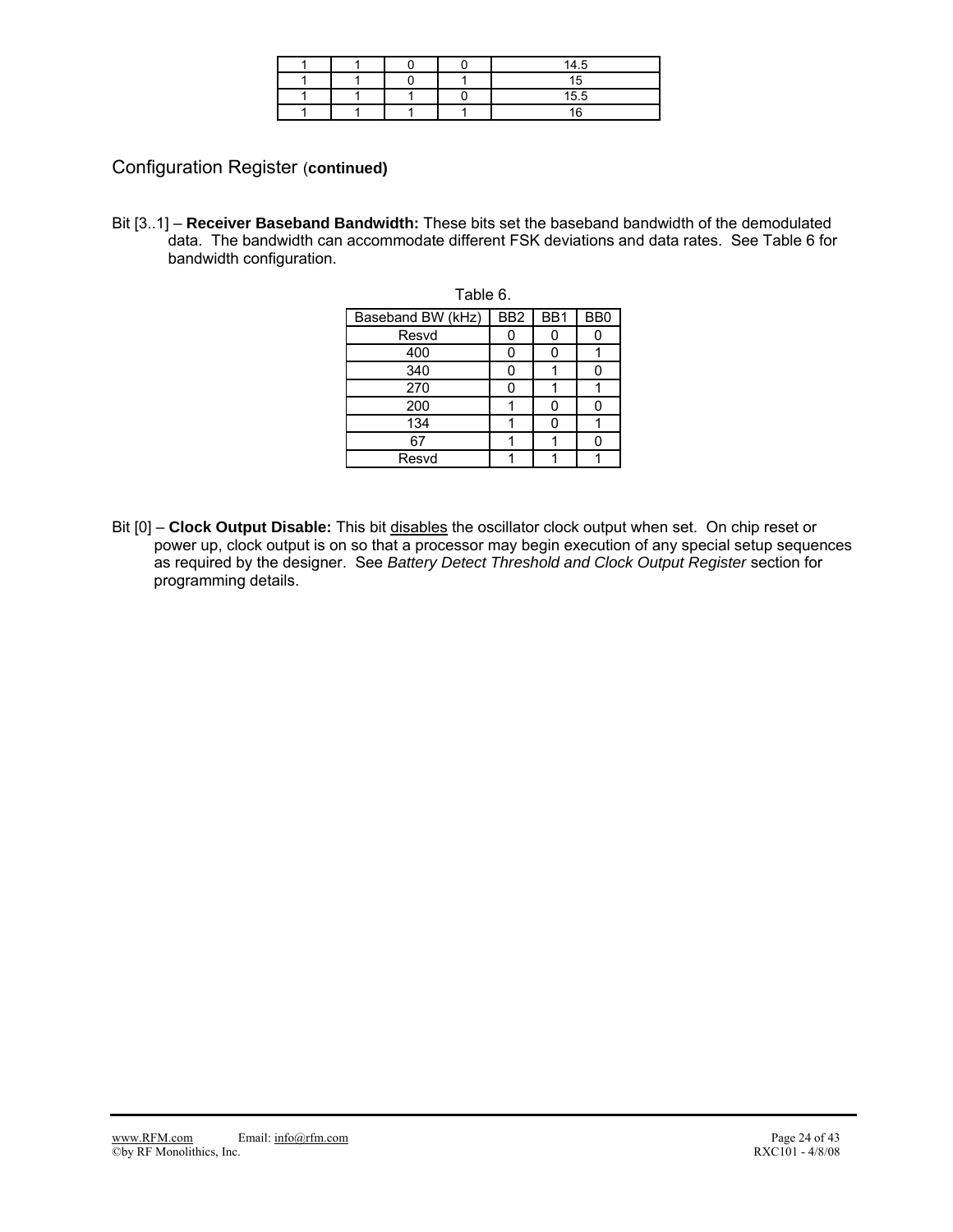| | | | | |
|---|---|---|---|---|
| 1 | 1 | 0 | 0 | 14.5 |
| 1 | 1 | 0 | 1 | 15 |
| 1 | 1 | 1 | 0 | 15.5 |
| 1 | 1 | 1 | 1 | 16 |

## Configuration Register (**continued)**

Bit [3..1] – **Receiver Baseband Bandwidth:** These bits set the baseband bandwidth of the demodulated data. The bandwidth can accommodate different FSK deviations and data rates. See Table 6 for bandwidth configuration.

Table 6.

| Baseband BW (kHz) | BB2 | BB1 | BB0 |
|---|---|---|---|
| Resvd | 0 | 0 | 0 |
| 400 | 0 | 0 | 1 |
| 340 | 0 | 1 | 0 |
| 270 | 0 | 1 | 1 |
| 200 | 1 | 0 | 0 |
| 134 | 1 | 0 | 1 |
| 67 | 1 | 1 | 0 |
| Resvd | 1 | 1 | 1 |

Bit [0] – **Clock Output Disable:** This bit disables the oscillator clock output when set. On chip reset or power up, clock output is on so that a processor may begin execution of any special setup sequences as required by the designer. See *Battery Detect Threshold and Clock Output Register* section for programming details.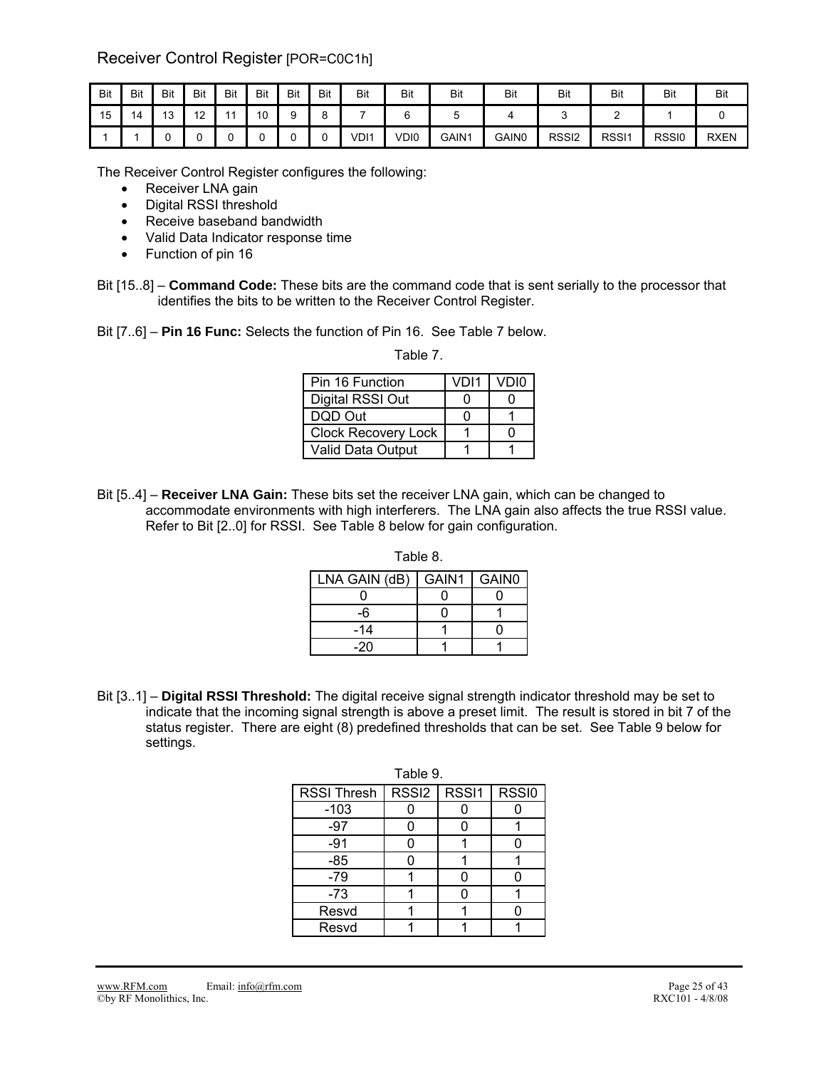## Receiver Control Register [POR=C0C1h]

| Bit | Bit | Bit | Bit | Bit | Bit | Bit | Bit | Bit | Bit | Bit | Bit | Bit | Bit | Bit | Bit |
|---|---|---|---|---|---|---|---|---|---|---|---|---|---|---|---|
| 15 | 14 | 13 | 12 | 11 | 10 | 9 | 8 | 7 | 6 | 5 | 4 | 3 | 2 | 1 | 0 |
| 1 | 1 | 0 | 0 | 0 | 0 | 0 | 0 | VDI1 | VDI0 | GAIN1 | GAIN0 | RSSI2 | RSSI1 | RSSI0 | RXEN |

The Receiver Control Register configures the following:

- Receiver LNA gain
- Digital RSSI threshold
- Receive baseband bandwidth
- Valid Data Indicator response time
- Function of pin 16

Bit [15..8] – **Command Code:** These bits are the command code that is sent serially to the processor that identifies the bits to be written to the Receiver Control Register.

Bit [7..6] – **Pin 16 Func:** Selects the function of Pin 16. See Table 7 below.

Table 7.

| Pin 16 Function | VDI1 | VDI0 |
|---|---|---|
| Digital RSSI Out | 0 | 0 |
| DQD Out | 0 | 1 |
| Clock Recovery Lock | 1 | 0 |
| Valid Data Output | 1 | 1 |

Bit [5..4] – **Receiver LNA Gain:** These bits set the receiver LNA gain, which can be changed to accommodate environments with high interferers. The LNA gain also affects the true RSSI value. Refer to Bit [2..0] for RSSI. See Table 8 below for gain configuration.

Table 8.

| LNA GAIN (dB) | GAIN1 | GAIN0 |
|---|---|---|
| 0 | 0 | 0 |
| -6 | 0 | 1 |
| -14 | 1 | 0 |
| -20 | 1 | 1 |

Bit [3..1] – **Digital RSSI Threshold:** The digital receive signal strength indicator threshold may be set to indicate that the incoming signal strength is above a preset limit. The result is stored in bit 7 of the status register. There are eight (8) predefined thresholds that can be set. See Table 9 below for settings.

Table 9.

| RSSI Thresh | RSSI2 | RSSI1 | RSSI0 |
|---|---|---|---|
| -103 | 0 | 0 | 0 |
| -97 | 0 | 0 | 1 |
| -91 | 0 | 1 | 0 |
| -85 | 0 | 1 | 1 |
| -79 | 1 | 0 | 0 |
| -73 | 1 | 0 | 1 |
| Resvd | 1 | 1 | 0 |
| Resvd | 1 | 1 | 1 |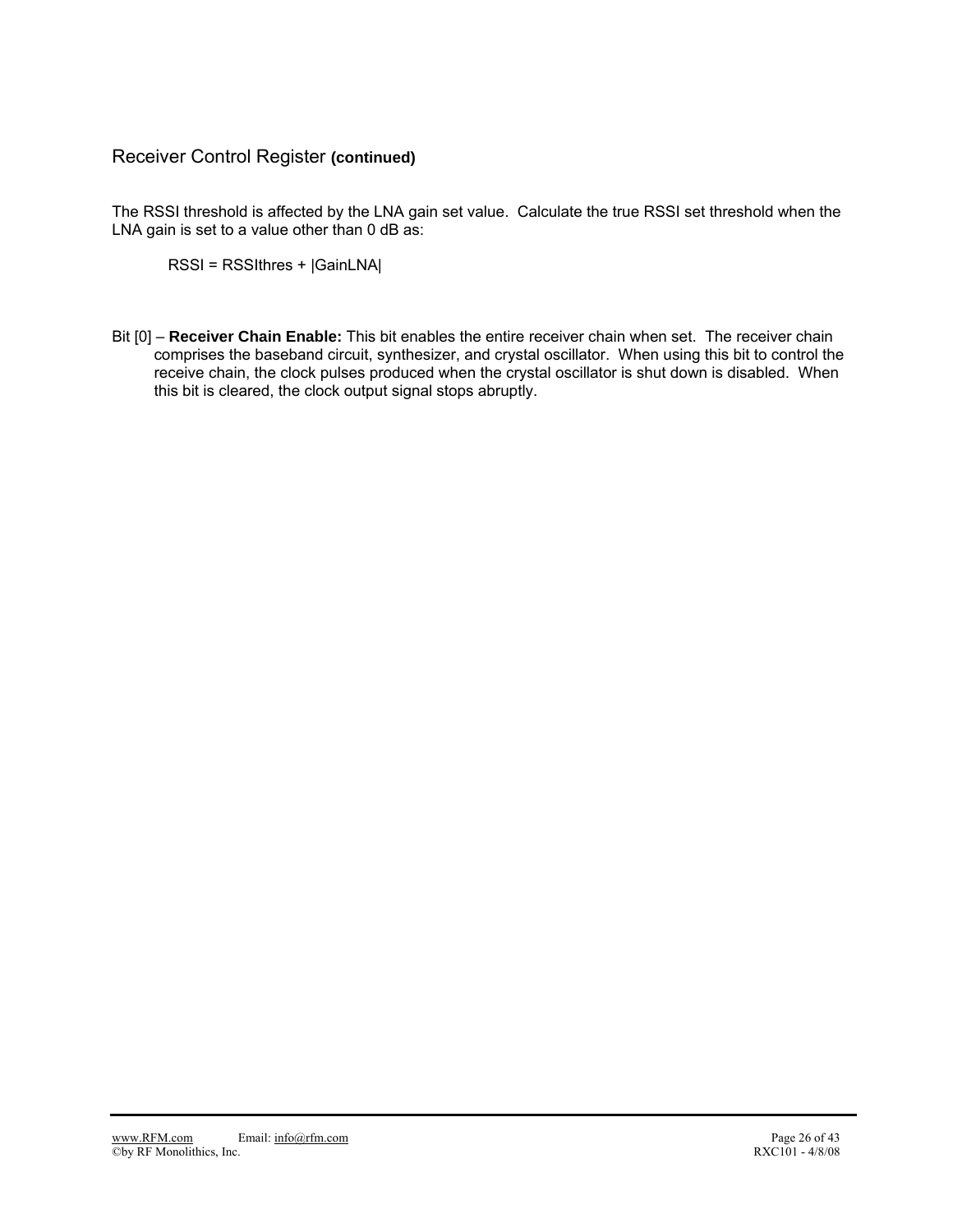## Receiver Control Register **(continued)**

The RSSI threshold is affected by the LNA gain set value. Calculate the true RSSI set threshold when the LNA gain is set to a value other than 0 dB as:

$$RSSI = RSSIthres + |GainLNA|$$

Bit [0] – **Receiver Chain Enable:** This bit enables the entire receiver chain when set. The receiver chain comprises the baseband circuit, synthesizer, and crystal oscillator. When using this bit to control the receive chain, the clock pulses produced when the crystal oscillator is shut down is disabled. When this bit is cleared, the clock output signal stops abruptly.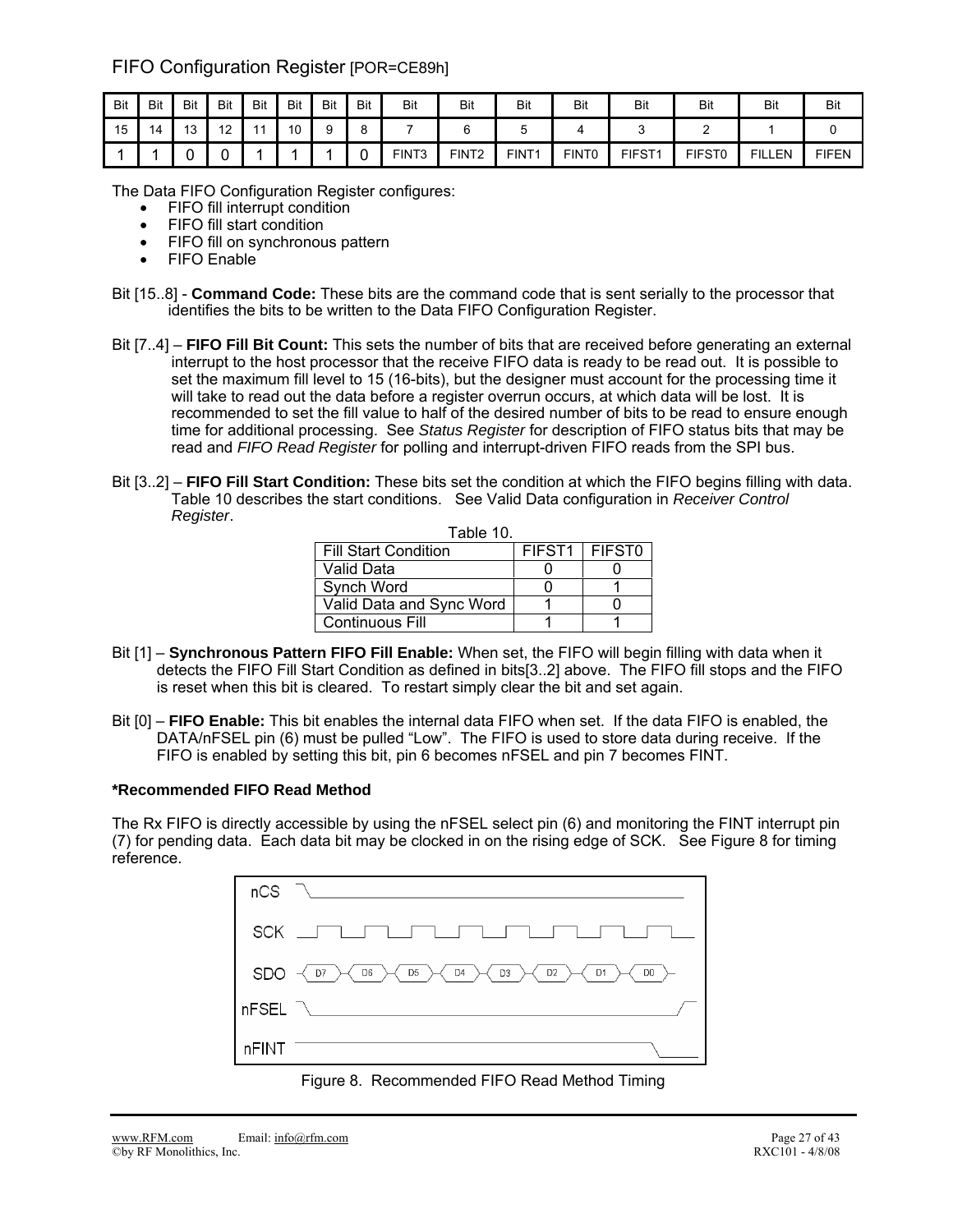## FIFO Configuration Register [POR=CE89h]

| Bit | Bit | Bit | Bit | Bit | Bit | Bit | Bit | Bit | Bit | Bit | Bit | Bit | Bit | Bit | Bit |
|---|---|---|---|---|---|---|---|---|---|---|---|---|---|---|---|
| 15 | 14 | 13 | 12 | 11 | 10 | 9 | 8 | 7 | 6 | 5 | 4 | 3 | 2 | 1 | 0 |
| 1 | 1 | 0 | 0 | 1 | 1 | 1 | 0 | FINT3 | FINT2 | FINT1 | FINT0 | FIFST1 | FIFST0 | FILLEN | FIFEN |

The Data FIFO Configuration Register configures:

- FIFO fill interrupt condition
- FIFO fill start condition
- FIFO fill on synchronous pattern
- FIFO Enable

Bit [15..8] - **Command Code:** These bits are the command code that is sent serially to the processor that identifies the bits to be written to the Data FIFO Configuration Register.

Bit [7..4] – **FIFO Fill Bit Count:** This sets the number of bits that are received before generating an external interrupt to the host processor that the receive FIFO data is ready to be read out. It is possible to set the maximum fill level to 15 (16-bits), but the designer must account for the processing time it will take to read out the data before a register overrun occurs, at which data will be lost. It is recommended to set the fill value to half of the desired number of bits to be read to ensure enough time for additional processing. See *Status Register* for description of FIFO status bits that may be read and *FIFO Read Register* for polling and interrupt-driven FIFO reads from the SPI bus.

Bit [3..2] – **FIFO Fill Start Condition:** These bits set the condition at which the FIFO begins filling with data. Table 10 describes the start conditions. See Valid Data configuration in *Receiver Control Register*.

Table 10.

| Fill Start Condition | FIFST1 | FIFST0 |
|---|---|---|
| Valid Data | 0 | 0 |
| Synch Word | 0 | 1 |
| Valid Data and Sync Word | 1 | 0 |
| Continuous Fill | 1 | 1 |

Bit [1] – **Synchronous Pattern FIFO Fill Enable:** When set, the FIFO will begin filling with data when it detects the FIFO Fill Start Condition as defined in bits[3..2] above. The FIFO fill stops and the FIFO is reset when this bit is cleared. To restart simply clear the bit and set again.

Bit [0] – **FIFO Enable:** This bit enables the internal data FIFO when set. If the data FIFO is enabled, the DATA/nFSEL pin (6) must be pulled "Low". The FIFO is used to store data during receive. If the FIFO is enabled by setting this bit, pin 6 becomes nFSEL and pin 7 becomes FINT.

**\*Recommended FIFO Read Method**

The Rx FIFO is directly accessible by using the nFSEL select pin (6) and monitoring the FINT interrupt pin (7) for pending data. Each data bit may be clocked in on the rising edge of SCK. See Figure 8 for timing reference.

Figure 8. Recommended FIFO Read Method Timing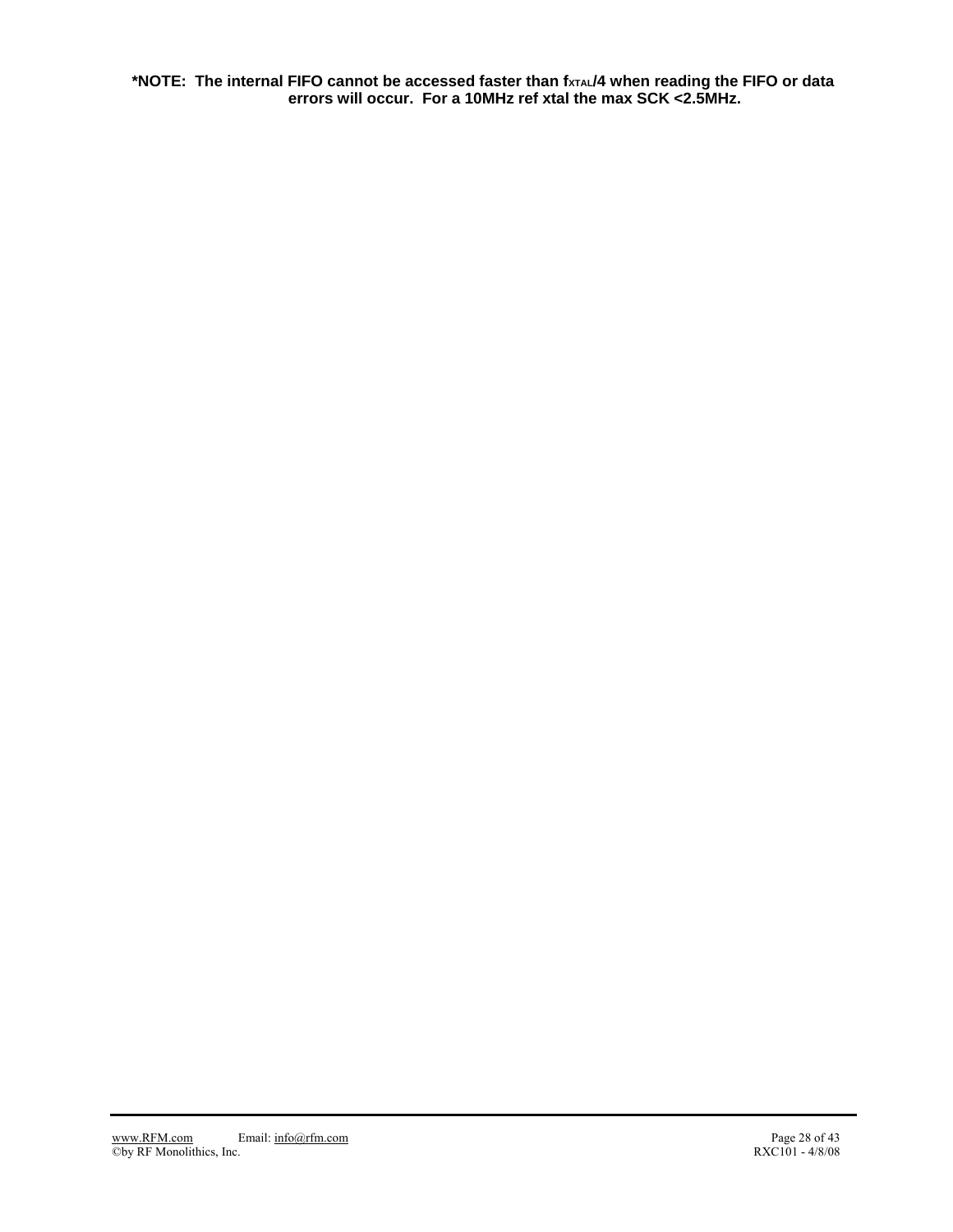**\*NOTE: The internal FIFO cannot be accessed faster than $f_{XTAL}/4$ when reading the FIFO or data errors will occur. For a 10MHz ref xtal the max SCK <2.5MHz.**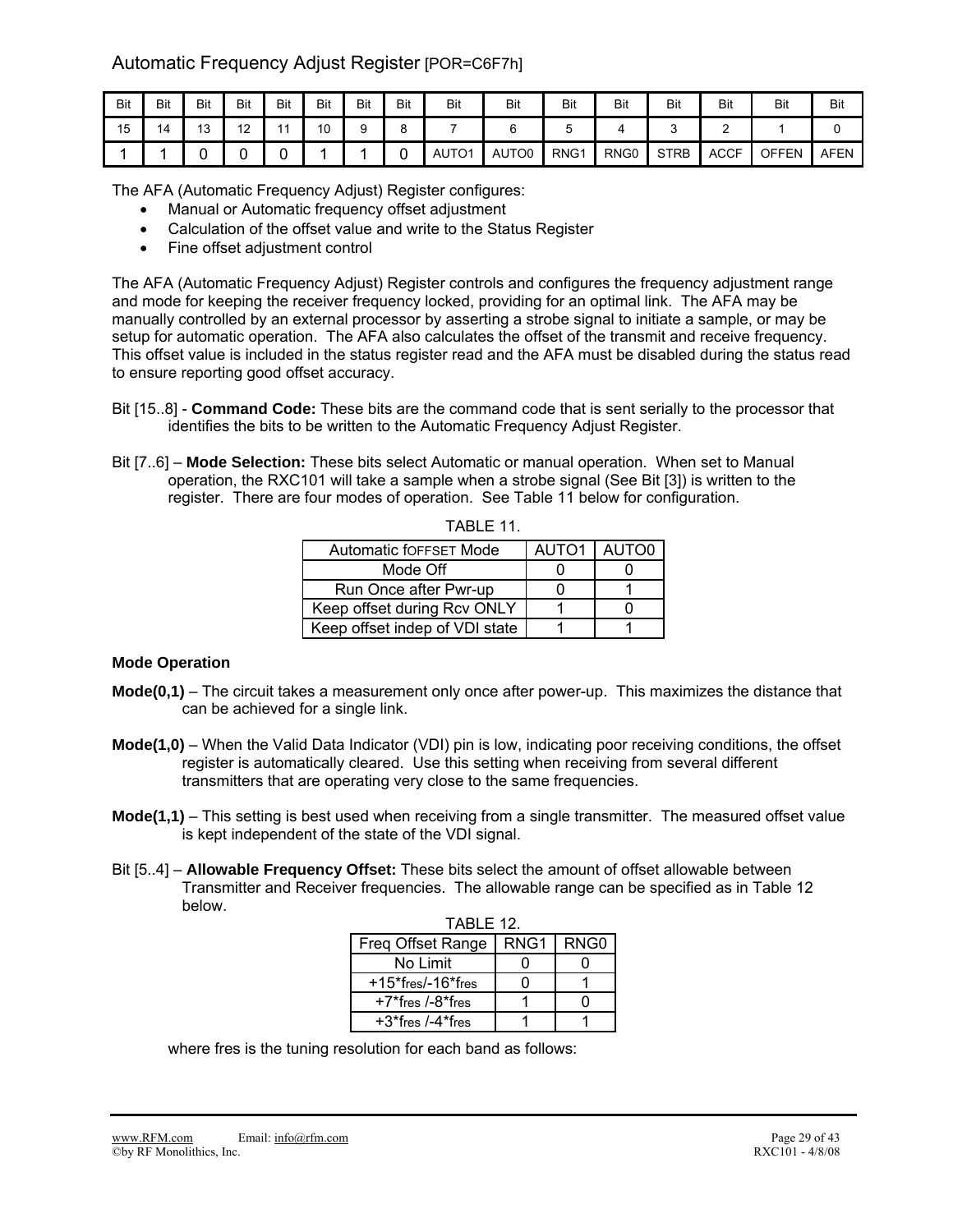## Automatic Frequency Adjust Register [POR=C6F7h]

| Bit | Bit | Bit | Bit | Bit | Bit | Bit | Bit | Bit | Bit | Bit | Bit | Bit | Bit | Bit | Bit |
|---|---|---|---|---|---|---|---|---|---|---|---|---|---|---|---|
| 15 | 14 | 13 | 12 | 11 | 10 | 9 | 8 | 7 | 6 | 5 | 4 | 3 | 2 | 1 | 0 |
| 1 | 1 | 0 | 0 | 0 | 1 | 1 | 0 | AUTO1 | AUTO0 | RNG1 | RNG0 | STRB | ACCF | OFFEN | AFEN |

The AFA (Automatic Frequency Adjust) Register configures:

- Manual or Automatic frequency offset adjustment
- Calculation of the offset value and write to the Status Register
- Fine offset adjustment control

The AFA (Automatic Frequency Adjust) Register controls and configures the frequency adjustment range and mode for keeping the receiver frequency locked, providing for an optimal link. The AFA may be manually controlled by an external processor by asserting a strobe signal to initiate a sample, or may be setup for automatic operation. The AFA also calculates the offset of the transmit and receive frequency. This offset value is included in the status register read and the AFA must be disabled during the status read to ensure reporting good offset accuracy.

Bit [15..8] - **Command Code:** These bits are the command code that is sent serially to the processor that identifies the bits to be written to the Automatic Frequency Adjust Register.

Bit [7..6] – **Mode Selection:** These bits select Automatic or manual operation. When set to Manual operation, the RXC101 will take a sample when a strobe signal (See Bit [3]) is written to the register. There are four modes of operation. See Table 11 below for configuration.

TABLE 11.

| Automatic $f_{OFFSET}$ Mode | AUTO1 | AUTO0 |
|---|---|---|
| Mode Off | 0 | 0 |
| Run Once after Pwr-up | 0 | 1 |
| Keep offset during Rcv ONLY | 1 | 0 |
| Keep offset indep of VDI state | 1 | 1 |

**Mode Operation**

**Mode(0,1)** – The circuit takes a measurement only once after power-up. This maximizes the distance that can be achieved for a single link.

**Mode(1,0)** – When the Valid Data Indicator (VDI) pin is low, indicating poor receiving conditions, the offset register is automatically cleared. Use this setting when receiving from several different transmitters that are operating very close to the same frequencies.

**Mode(1,1)** – This setting is best used when receiving from a single transmitter. The measured offset value is kept independent of the state of the VDI signal.

Bit [5..4] – **Allowable Frequency Offset:** These bits select the amount of offset allowable between Transmitter and Receiver frequencies. The allowable range can be specified as in Table 12 below.

TABLE 12.

| Freq Offset Range | RNG1 | RNG0 |
|---|---|---|
| No Limit | 0 | 0 |
| $+15*f_{res}/-16*f_{res}$ | 0 | 1 |
| $+7*f_{res}$ /$-8*f_{res}$ | 1 | 0 |
| $+3*f_{res}$ /$-4*f_{res}$ | 1 | 1 |

where fres is the tuning resolution for each band as follows: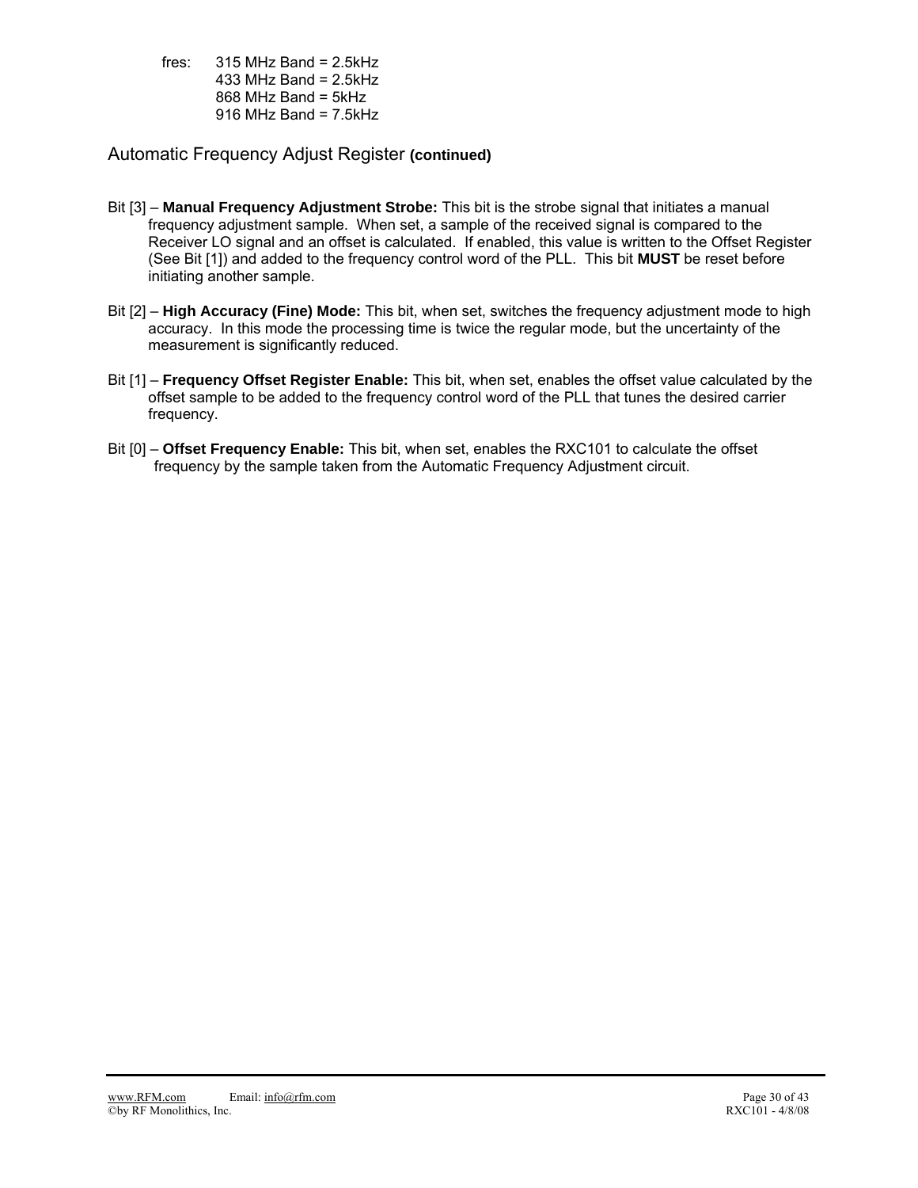fres: 315 MHz Band = 2.5kHz
433 MHz Band = 2.5kHz
868 MHz Band = 5kHz
916 MHz Band = 7.5kHz

## Automatic Frequency Adjust Register **(continued)**

Bit [3] – **Manual Frequency Adjustment Strobe:** This bit is the strobe signal that initiates a manual frequency adjustment sample. When set, a sample of the received signal is compared to the Receiver LO signal and an offset is calculated. If enabled, this value is written to the Offset Register (See Bit [1]) and added to the frequency control word of the PLL. This bit **MUST** be reset before initiating another sample.

Bit [2] – **High Accuracy (Fine) Mode:** This bit, when set, switches the frequency adjustment mode to high accuracy. In this mode the processing time is twice the regular mode, but the uncertainty of the measurement is significantly reduced.

Bit [1] – **Frequency Offset Register Enable:** This bit, when set, enables the offset value calculated by the offset sample to be added to the frequency control word of the PLL that tunes the desired carrier frequency.

Bit [0] – **Offset Frequency Enable:** This bit, when set, enables the RXC101 to calculate the offset frequency by the sample taken from the Automatic Frequency Adjustment circuit.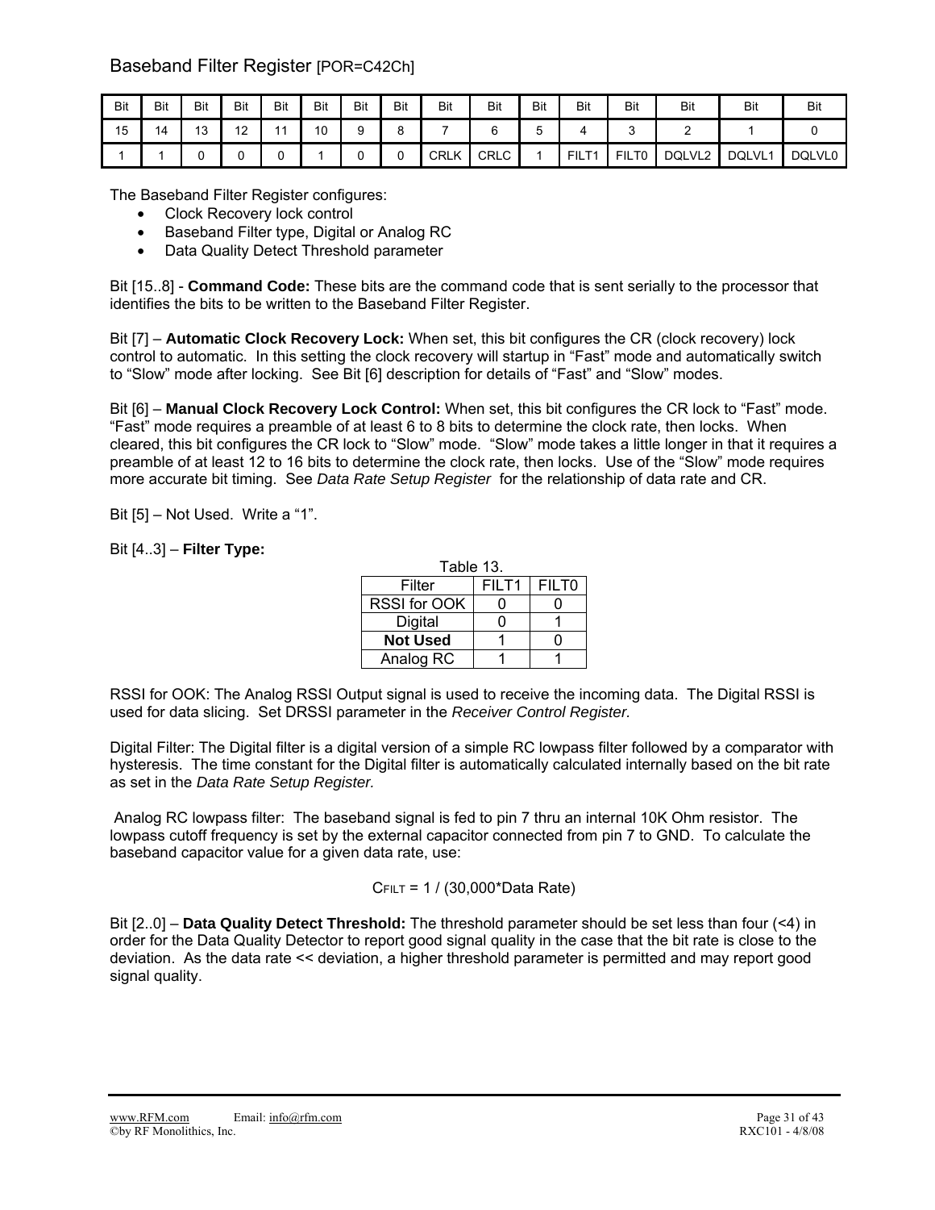## Baseband Filter Register [POR=C42Ch]

| Bit | Bit | Bit | Bit | Bit | Bit | Bit | Bit | Bit | Bit | Bit | Bit | Bit | Bit | Bit | Bit |
|---|---|---|---|---|---|---|---|---|---|---|---|---|---|---|---|
| 15 | 14 | 13 | 12 | 11 | 10 | 9 | 8 | 7 | 6 | 5 | 4 | 3 | 2 | 1 | 0 |
| 1 | 1 | 0 | 0 | 0 | 1 | 0 | 0 | CRLK | CRLC | 1 | FILT1 | FILT0 | DQLVL2 | DQLVL1 | DQLVL0 |

The Baseband Filter Register configures:

- Clock Recovery lock control
- Baseband Filter type, Digital or Analog RC
- Data Quality Detect Threshold parameter

Bit [15..8] - **Command Code:** These bits are the command code that is sent serially to the processor that identifies the bits to be written to the Baseband Filter Register.

Bit [7] – **Automatic Clock Recovery Lock:** When set, this bit configures the CR (clock recovery) lock control to automatic. In this setting the clock recovery will startup in “Fast” mode and automatically switch to “Slow” mode after locking. See Bit [6] description for details of “Fast” and “Slow” modes.

Bit [6] – **Manual Clock Recovery Lock Control:** When set, this bit configures the CR lock to “Fast” mode. “Fast” mode requires a preamble of at least 6 to 8 bits to determine the clock rate, then locks. When cleared, this bit configures the CR lock to “Slow” mode. “Slow” mode takes a little longer in that it requires a preamble of at least 12 to 16 bits to determine the clock rate, then locks. Use of the “Slow” mode requires more accurate bit timing. See *Data Rate Setup Register* for the relationship of data rate and CR.

Bit [5] – Not Used. Write a “1”.

Bit [4..3] – **Filter Type:**

Table 13.

| Filter | FILT1 | FILT0 |
|---|---|---|
| RSSI for OOK | 0 | 0 |
| Digital | 0 | 1 |
| **Not Used** | 1 | 0 |
| Analog RC | 1 | 1 |

RSSI for OOK: The Analog RSSI Output signal is used to receive the incoming data. The Digital RSSI is used for data slicing. Set DRSSI parameter in the *Receiver Control Register.*

Digital Filter: The Digital filter is a digital version of a simple RC lowpass filter followed by a comparator with hysteresis. The time constant for the Digital filter is automatically calculated internally based on the bit rate as set in the *Data Rate Setup Register.*

Analog RC lowpass filter: The baseband signal is fed to pin 7 thru an internal 10K Ohm resistor. The lowpass cutoff frequency is set by the external capacitor connected from pin 7 to GND. To calculate the baseband capacitor value for a given data rate, use:

$$C_{FILT} = 1 / (30{,}000 * \text{Data Rate})$$

Bit [2..0] – **Data Quality Detect Threshold:** The threshold parameter should be set less than four (<4) in order for the Data Quality Detector to report good signal quality in the case that the bit rate is close to the deviation. As the data rate << deviation, a higher threshold parameter is permitted and may report good signal quality.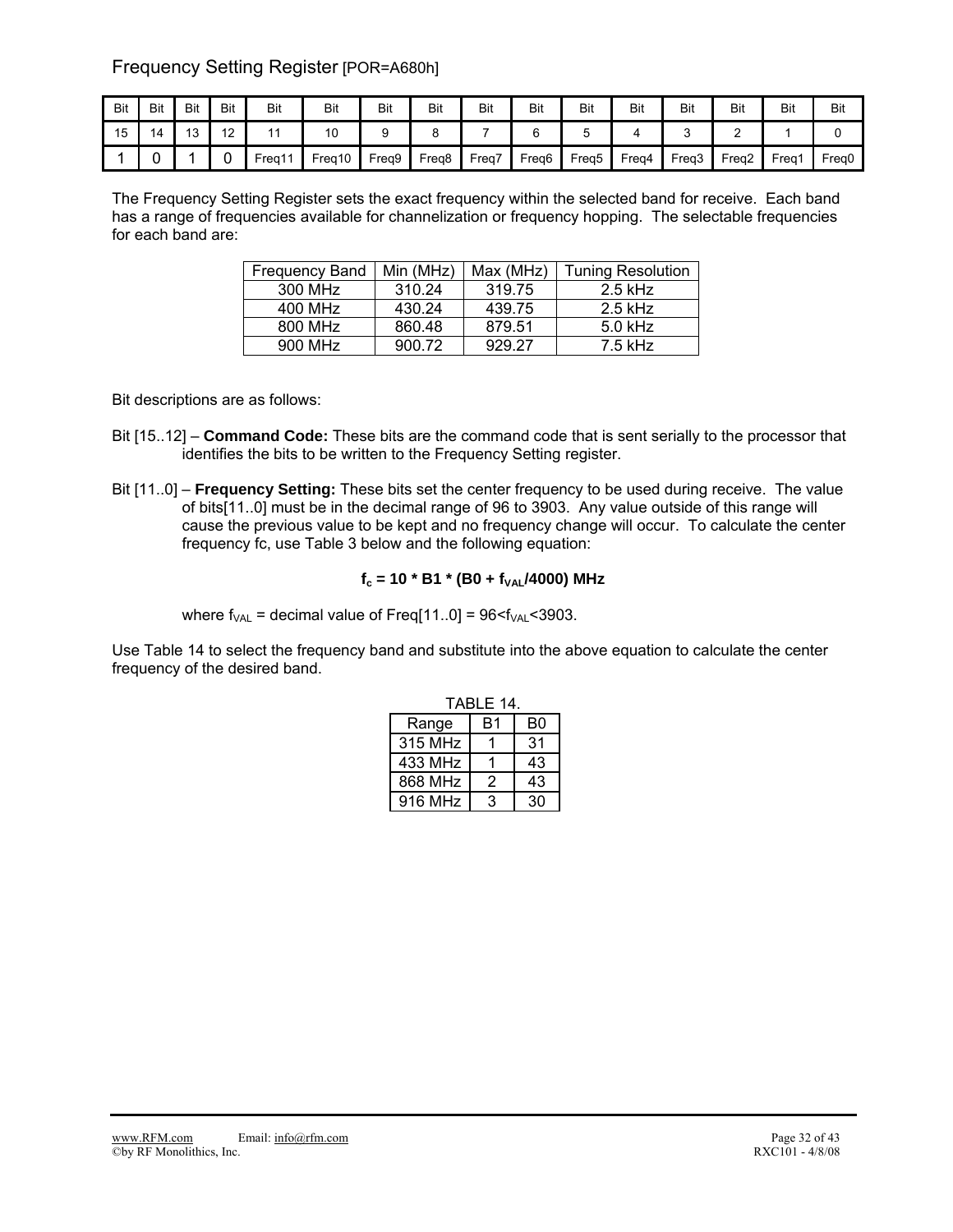## Frequency Setting Register [POR=A680h]

| Bit | Bit | Bit | Bit | Bit | Bit | Bit | Bit | Bit | Bit | Bit | Bit | Bit | Bit | Bit | Bit |
|---|---|---|---|---|---|---|---|---|---|---|---|---|---|---|---|
| 15 | 14 | 13 | 12 | 11 | 10 | 9 | 8 | 7 | 6 | 5 | 4 | 3 | 2 | 1 | 0 |
| 1 | 0 | 1 | 0 | Freq11 | Freq10 | Freq9 | Freq8 | Freq7 | Freq6 | Freq5 | Freq4 | Freq3 | Freq2 | Freq1 | Freq0 |

The Frequency Setting Register sets the exact frequency within the selected band for receive. Each band has a range of frequencies available for channelization or frequency hopping. The selectable frequencies for each band are:

| Frequency Band | Min (MHz) | Max (MHz) | Tuning Resolution |
|---|---|---|---|
| 300 MHz | 310.24 | 319.75 | 2.5 kHz |
| 400 MHz | 430.24 | 439.75 | 2.5 kHz |
| 800 MHz | 860.48 | 879.51 | 5.0 kHz |
| 900 MHz | 900.72 | 929.27 | 7.5 kHz |

Bit descriptions are as follows:

Bit [15..12] – **Command Code:** These bits are the command code that is sent serially to the processor that identifies the bits to be written to the Frequency Setting register.

Bit [11..0] – **Frequency Setting:** These bits set the center frequency to be used during receive. The value of bits[11..0] must be in the decimal range of 96 to 3903. Any value outside of this range will cause the previous value to be kept and no frequency change will occur. To calculate the center frequency fc, use Table 3 below and the following equation:

$$f_c = 10 * B1 * (B0 + f_{VAL}/4000) \text{ MHz}$$

where $f_{VAL}$ = decimal value of Freq[11..0] = $96<f_{VAL}<3903$.

Use Table 14 to select the frequency band and substitute into the above equation to calculate the center frequency of the desired band.

TABLE 14.

| Range | B1 | B0 |
|---|---|---|
| 315 MHz | 1 | 31 |
| 433 MHz | 1 | 43 |
| 868 MHz | 2 | 43 |
| 916 MHz | 3 | 30 |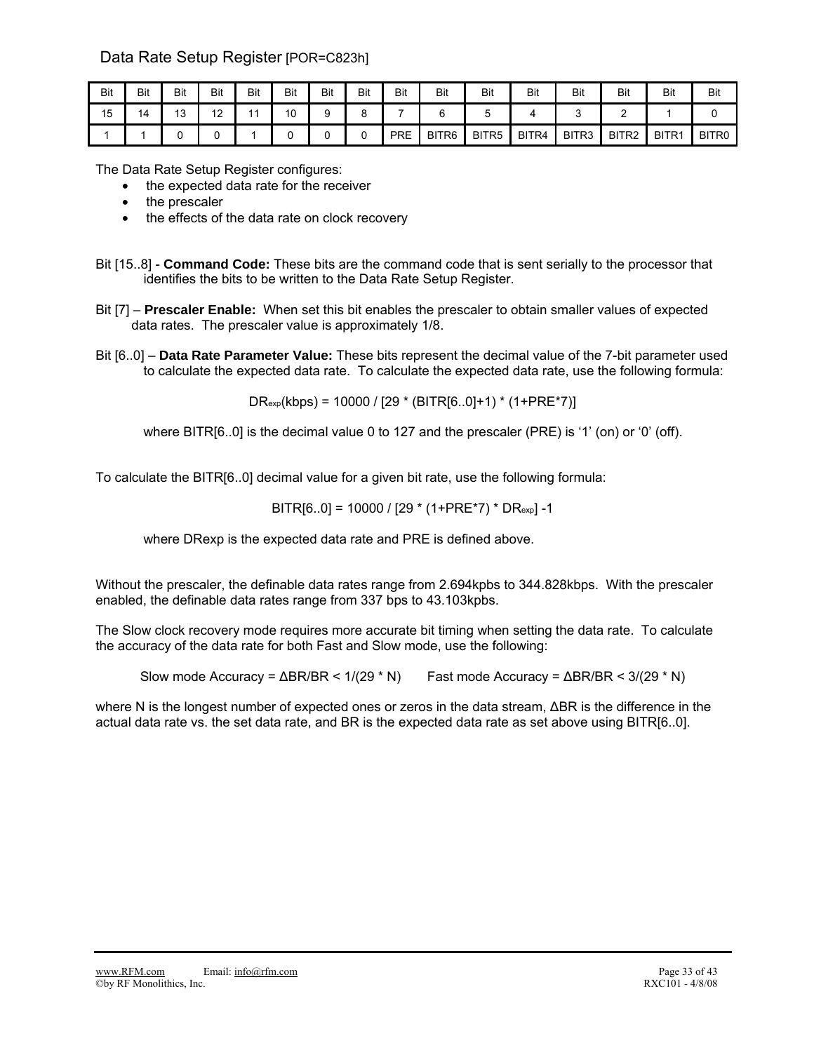## Data Rate Setup Register [POR=C823h]

| Bit | Bit | Bit | Bit | Bit | Bit | Bit | Bit | Bit | Bit | Bit | Bit | Bit | Bit | Bit | Bit |
|---|---|---|---|---|---|---|---|---|---|---|---|---|---|---|---|
| 15 | 14 | 13 | 12 | 11 | 10 | 9 | 8 | 7 | 6 | 5 | 4 | 3 | 2 | 1 | 0 |
| 1 | 1 | 0 | 0 | 1 | 0 | 0 | 0 | PRE | BITR6 | BITR5 | BITR4 | BITR3 | BITR2 | BITR1 | BITR0 |

The Data Rate Setup Register configures:

- the expected data rate for the receiver
- the prescaler
- the effects of the data rate on clock recovery

Bit [15..8] - **Command Code:** These bits are the command code that is sent serially to the processor that identifies the bits to be written to the Data Rate Setup Register.

Bit [7] – **Prescaler Enable:** When set this bit enables the prescaler to obtain smaller values of expected data rates. The prescaler value is approximately 1/8.

Bit [6..0] – **Data Rate Parameter Value:** These bits represent the decimal value of the 7-bit parameter used to calculate the expected data rate. To calculate the expected data rate, use the following formula:

$$DR_{exp}(kbps) = 10000 / [29 * (BITR[6..0]+1) * (1+PRE*7)]$$

where BITR[6..0] is the decimal value 0 to 127 and the prescaler (PRE) is '1' (on) or '0' (off).

To calculate the BITR[6..0] decimal value for a given bit rate, use the following formula:

$$BITR[6..0] = 10000 / [29 * (1+PRE*7) * DR_{exp}] -1$$

where DRexp is the expected data rate and PRE is defined above.

Without the prescaler, the definable data rates range from 2.694kpbs to 344.828kbps. With the prescaler enabled, the definable data rates range from 337 bps to 43.103kpbs.

The Slow clock recovery mode requires more accurate bit timing when setting the data rate. To calculate the accuracy of the data rate for both Fast and Slow mode, use the following:

Slow mode Accuracy = $\Delta BR/BR < 1/(29 * N)$ Fast mode Accuracy = $\Delta BR/BR < 3/(29 * N)$

where N is the longest number of expected ones or zeros in the data stream, ΔBR is the difference in the actual data rate vs. the set data rate, and BR is the expected data rate as set above using BITR[6..0].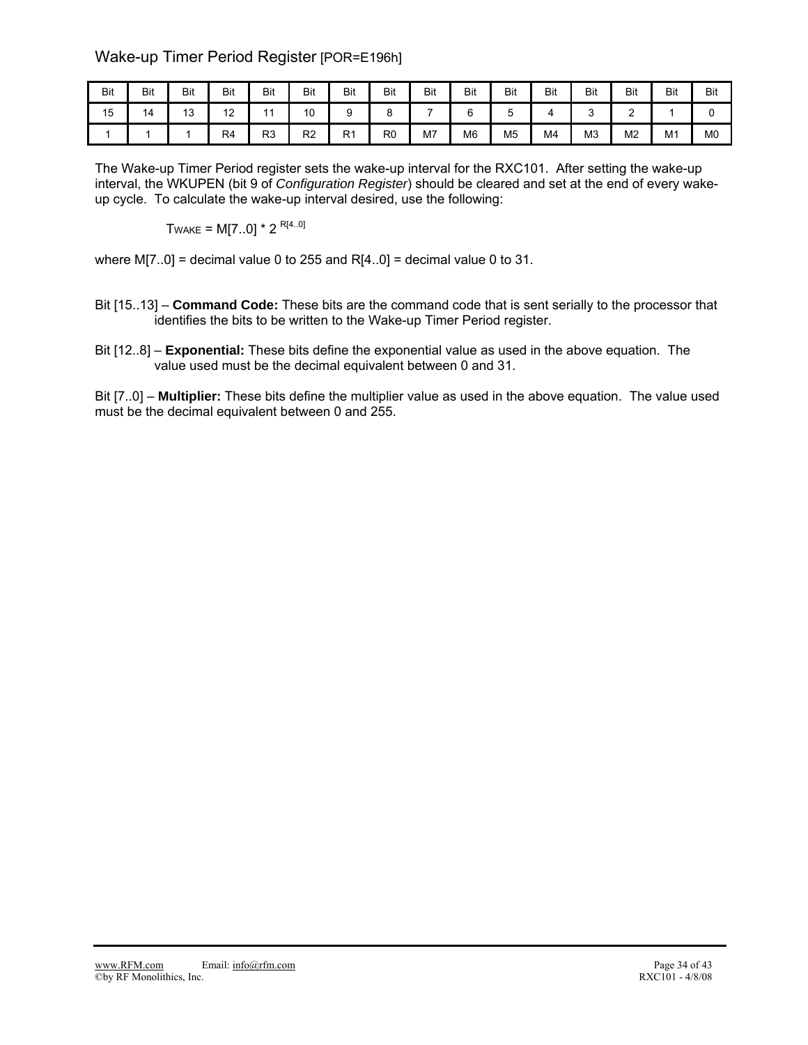## Wake-up Timer Period Register [POR=E196h]

| Bit | Bit | Bit | Bit | Bit | Bit | Bit | Bit | Bit | Bit | Bit | Bit | Bit | Bit | Bit | Bit |
|---|---|---|---|---|---|---|---|---|---|---|---|---|---|---|---|
| 15 | 14 | 13 | 12 | 11 | 10 | 9 | 8 | 7 | 6 | 5 | 4 | 3 | 2 | 1 | 0 |
| 1 | 1 | 1 | R4 | R3 | R2 | R1 | R0 | M7 | M6 | M5 | M4 | M3 | M2 | M1 | M0 |

The Wake-up Timer Period register sets the wake-up interval for the RXC101. After setting the wake-up interval, the WKUPEN (bit 9 of *Configuration Register*) should be cleared and set at the end of every wake-up cycle. To calculate the wake-up interval desired, use the following:

$$T_{WAKE} = M[7..0] * 2^{R[4..0]}$$

where M[7..0] = decimal value 0 to 255 and R[4..0] = decimal value 0 to 31.

Bit [15..13] – **Command Code:** These bits are the command code that is sent serially to the processor that identifies the bits to be written to the Wake-up Timer Period register.

Bit [12..8] – **Exponential:** These bits define the exponential value as used in the above equation. The value used must be the decimal equivalent between 0 and 31.

Bit [7..0] – **Multiplier:** These bits define the multiplier value as used in the above equation. The value used must be the decimal equivalent between 0 and 255.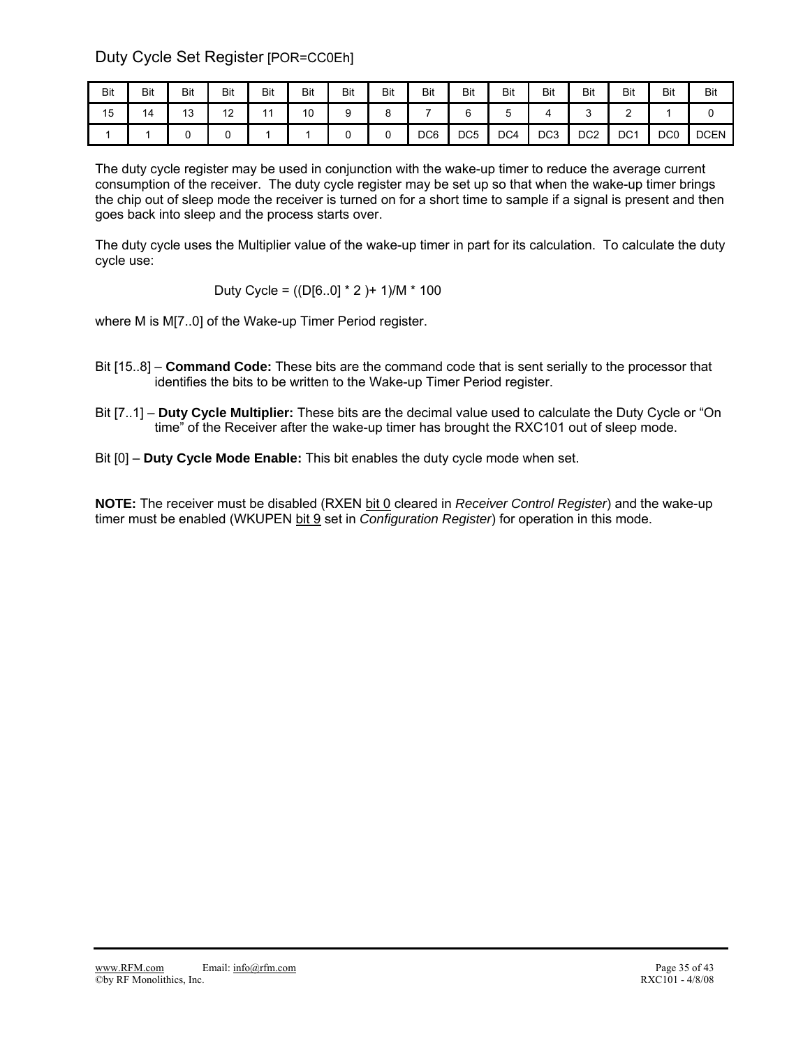## Duty Cycle Set Register [POR=CC0Eh]

| Bit | Bit | Bit | Bit | Bit | Bit | Bit | Bit | Bit | Bit | Bit | Bit | Bit | Bit | Bit | Bit |
|---|---|---|---|---|---|---|---|---|---|---|---|---|---|---|---|
| 15 | 14 | 13 | 12 | 11 | 10 | 9 | 8 | 7 | 6 | 5 | 4 | 3 | 2 | 1 | 0 |
| 1 | 1 | 0 | 0 | 1 | 1 | 0 | 0 | DC6 | DC5 | DC4 | DC3 | DC2 | DC1 | DC0 | DCEN |

The duty cycle register may be used in conjunction with the wake-up timer to reduce the average current consumption of the receiver. The duty cycle register may be set up so that when the wake-up timer brings the chip out of sleep mode the receiver is turned on for a short time to sample if a signal is present and then goes back into sleep and the process starts over.

The duty cycle uses the Multiplier value of the wake-up timer in part for its calculation. To calculate the duty cycle use:

$$\text{Duty Cycle} = ((D[6..0] * 2) + 1)/M * 100$$

where M is M[7..0] of the Wake-up Timer Period register.

Bit [15..8] – **Command Code:** These bits are the command code that is sent serially to the processor that identifies the bits to be written to the Wake-up Timer Period register.

Bit [7..1] – **Duty Cycle Multiplier:** These bits are the decimal value used to calculate the Duty Cycle or "On time" of the Receiver after the wake-up timer has brought the RXC101 out of sleep mode.

Bit [0] – **Duty Cycle Mode Enable:** This bit enables the duty cycle mode when set.

**NOTE:** The receiver must be disabled (RXEN bit 0 cleared in *Receiver Control Register*) and the wake-up timer must be enabled (WKUPEN bit 9 set in *Configuration Register*) for operation in this mode.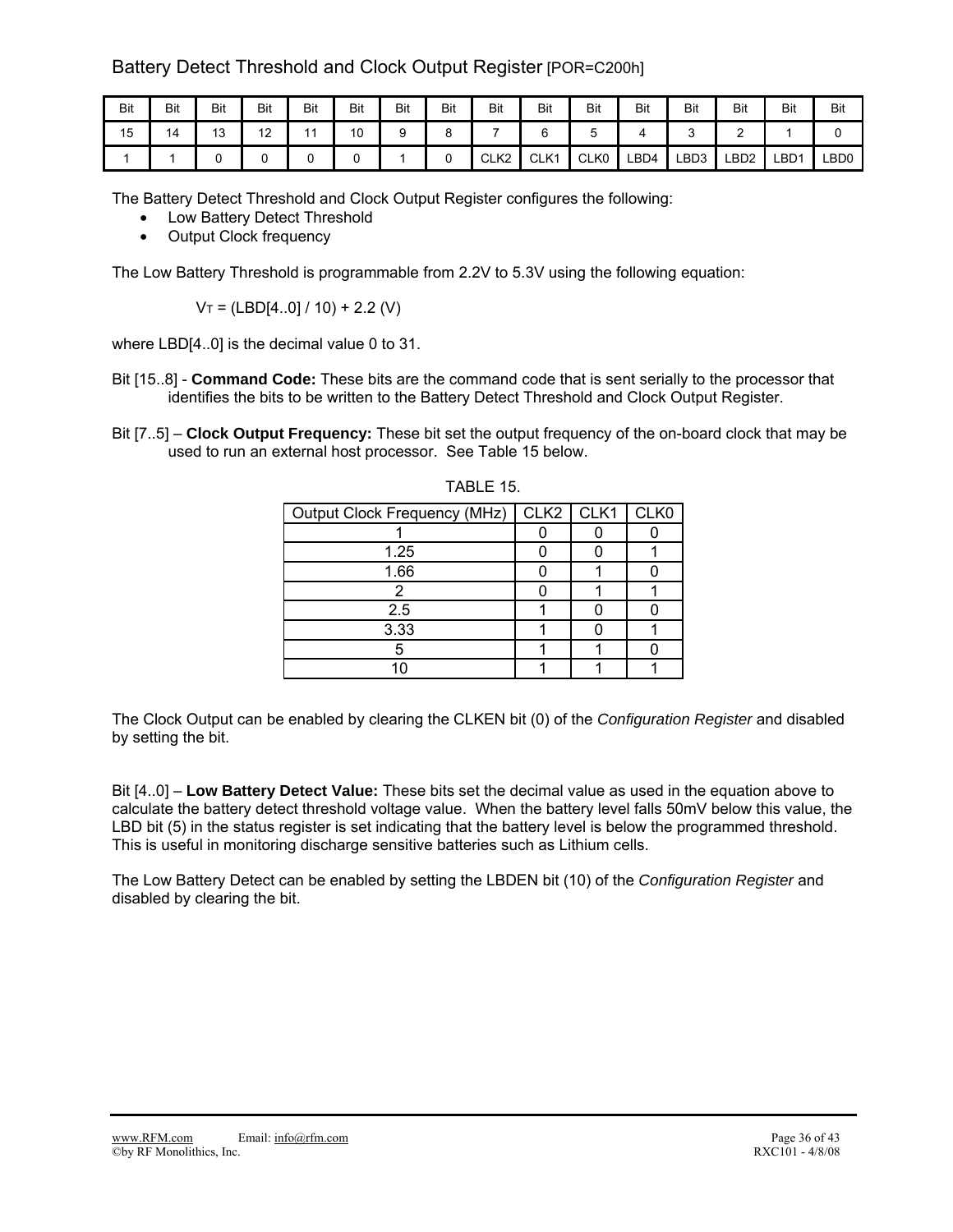## Battery Detect Threshold and Clock Output Register [POR=C200h]

| Bit | Bit | Bit | Bit | Bit | Bit | Bit | Bit | Bit | Bit | Bit | Bit | Bit | Bit | Bit | Bit |
|---|---|---|---|---|---|---|---|---|---|---|---|---|---|---|---|
| 15 | 14 | 13 | 12 | 11 | 10 | 9 | 8 | 7 | 6 | 5 | 4 | 3 | 2 | 1 | 0 |
| 1 | 1 | 0 | 0 | 0 | 0 | 1 | 0 | CLK2 | CLK1 | CLK0 | LBD4 | LBD3 | LBD2 | LBD1 | LBD0 |

The Battery Detect Threshold and Clock Output Register configures the following:

- Low Battery Detect Threshold
- Output Clock frequency

The Low Battery Threshold is programmable from 2.2V to 5.3V using the following equation:

$$V_T = (LBD[4..0] / 10) + 2.2 \text{ (V)}$$

where LBD[4..0] is the decimal value 0 to 31.

Bit [15..8] - **Command Code:** These bits are the command code that is sent serially to the processor that identifies the bits to be written to the Battery Detect Threshold and Clock Output Register.

Bit [7..5] – **Clock Output Frequency:** These bit set the output frequency of the on-board clock that may be used to run an external host processor. See Table 15 below.

TABLE 15.

| Output Clock Frequency (MHz) | CLK2 | CLK1 | CLK0 |
|---|---|---|---|
| 1 | 0 | 0 | 0 |
| 1.25 | 0 | 0 | 1 |
| 1.66 | 0 | 1 | 0 |
| 2 | 0 | 1 | 1 |
| 2.5 | 1 | 0 | 0 |
| 3.33 | 1 | 0 | 1 |
| 5 | 1 | 1 | 0 |
| 10 | 1 | 1 | 1 |

The Clock Output can be enabled by clearing the CLKEN bit (0) of the *Configuration Register* and disabled by setting the bit.

Bit [4..0] – **Low Battery Detect Value:** These bits set the decimal value as used in the equation above to calculate the battery detect threshold voltage value. When the battery level falls 50mV below this value, the LBD bit (5) in the status register is set indicating that the battery level is below the programmed threshold. This is useful in monitoring discharge sensitive batteries such as Lithium cells.

The Low Battery Detect can be enabled by setting the LBDEN bit (10) of the *Configuration Register* and disabled by clearing the bit.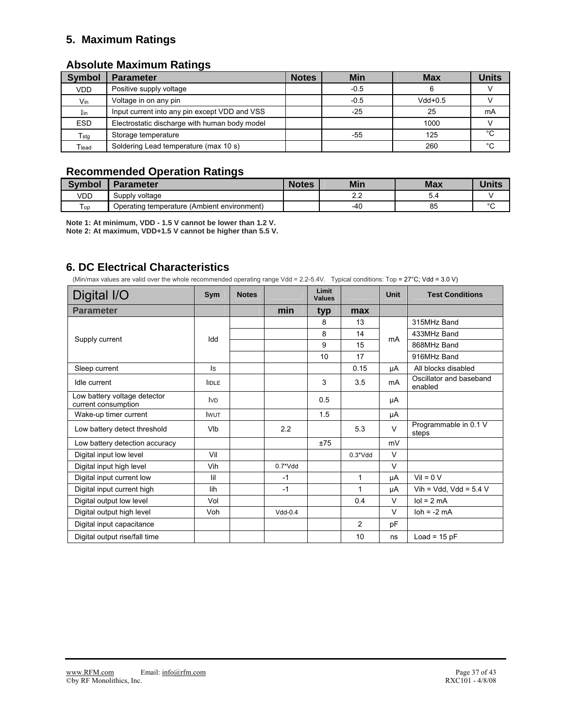## 5. Maximum Ratings

### Absolute Maximum Ratings

| Symbol | Parameter | Notes | Min | Max | Units |
|---|---|---|---|---|---|
| VDD | Positive supply voltage | | -0.5 | 6 | V |
| $V_{in}$ | Voltage in on any pin | | -0.5 | Vdd+0.5 | V |
| $I_{in}$ | Input current into any pin except VDD and VSS | | -25 | 25 | mA |
| ESD | Electrostatic discharge with human body model | | | 1000 | V |
| $T_{stg}$ | Storage temperature | | -55 | 125 | °C |
| $T_{lead}$ | Soldering Lead temperature (max 10 s) | | | 260 | °C |

### Recommended Operation Ratings

| Symbol | Parameter | Notes | Min | Max | Units |
|---|---|---|---|---|---|
| VDD | Supply voltage | | 2.2 | 5.4 | V |
| $T_{op}$ | Operating temperature (Ambient environment) | | -40 | 85 | °C |

**Note 1: At minimum, VDD - 1.5 V cannot be lower than 1.2 V.**
**Note 2: At maximum, VDD+1.5 V cannot be higher than 5.5 V.**

## 6. DC Electrical Characteristics

(Min/max values are valid over the whole recommended operating range Vdd = 2.2-5.4V. Typical conditions: Top = 27°C; Vdd = 3.0 V)

| Digital I/O | Sym | Notes | Limit Values | | | Unit | Test Conditions |
|---|---|---|---|---|---|---|---|
| **Parameter** | | | **min** | **typ** | **max** | | |
| Supply current | Idd | | | 8 | 13 | mA | 315MHz Band |
| | | | | 8 | 14 | mA | 433MHz Band |
| | | | | 9 | 15 | mA | 868MHz Band |
| | | | | 10 | 17 | mA | 916MHz Band |
| Sleep current | Is | | | | 0.15 | µA | All blocks disabled |
| Idle current | $I_{IDLE}$ | | | 3 | 3.5 | mA | Oscillator and baseband enabled |
| Low battery voltage detector current consumption | $I_{VD}$ | | | 0.5 | | µA | |
| Wake-up timer current | $I_{WUT}$ | | | 1.5 | | µA | |
| Low battery detect threshold | Vlb | | 2.2 | | 5.3 | V | Programmable in 0.1 V steps |
| Low battery detection accuracy | | | | ±75 | | mV | |
| Digital input low level | Vil | | | | 0.3*Vdd | V | |
| Digital input high level | Vih | | 0.7*Vdd | | | V | |
| Digital input current low | Iil | | -1 | | 1 | µA | Vil = 0 V |
| Digital input current high | Iih | | -1 | | 1 | µA | Vih = Vdd, Vdd = 5.4 V |
| Digital output low level | Vol | | | | 0.4 | V | Iol = 2 mA |
| Digital output high level | Voh | | Vdd-0.4 | | | V | Ioh = -2 mA |
| Digital input capacitance | | | | | 2 | pF | |
| Digital output rise/fall time | | | | | 10 | ns | Load = 15 pF |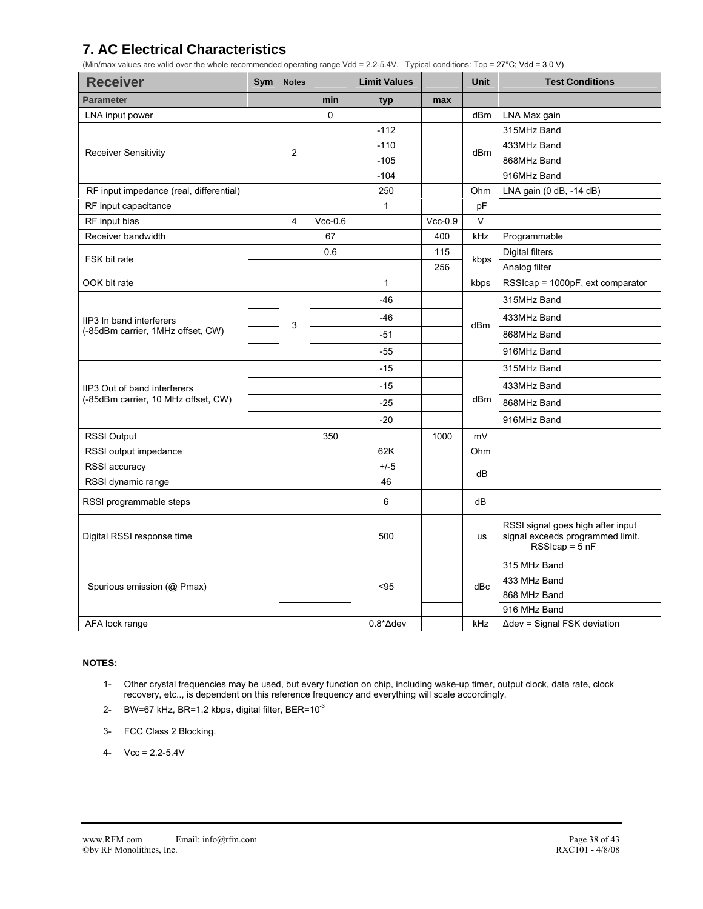# 7. AC Electrical Characteristics

(Min/max values are valid over the whole recommended operating range Vdd = 2.2-5.4V. Typical conditions: Top = 27°C; Vdd = 3.0 V)

| Receiver | Sym | Notes | | Limit Values | | Unit | Test Conditions |
|---|---|---|---|---|---|---|---|
| **Parameter** | | | **min** | **typ** | **max** | | |
| LNA input power | | | 0 | | | dBm | LNA Max gain |
| Receiver Sensitivity | | 2 | | -112 | | dBm | 315MHz Band |
| | | | | -110 | | | 433MHz Band |
| | | | | -105 | | | 868MHz Band |
| | | | | -104 | | | 916MHz Band |
| RF input impedance (real, differential) | | | | 250 | | Ohm | LNA gain (0 dB, -14 dB) |
| RF input capacitance | | | | 1 | | pF | |
| RF input bias | | 4 | Vcc-0.6 | | Vcc-0.9 | V | |
| Receiver bandwidth | | | 67 | | 400 | kHz | Programmable |
| FSK bit rate | | | 0.6 | | 115 | kbps | Digital filters |
| | | | | | 256 | | Analog filter |
| OOK bit rate | | | | 1 | | kbps | RSSIcap = 1000pF, ext comparator |
| IIP3 In band interferers (-85dBm carrier, 1MHz offset, CW) | | 3 | | -46 | | dBm | 315MHz Band |
| | | | | -46 | | | 433MHz Band |
| | | | | -51 | | | 868MHz Band |
| | | | | -55 | | | 916MHz Band |
| IIP3 Out of band interferers (-85dBm carrier, 10 MHz offset, CW) | | | | -15 | | dBm | 315MHz Band |
| | | | | -15 | | | 433MHz Band |
| | | | | -25 | | | 868MHz Band |
| | | | | -20 | | | 916MHz Band |
| RSSI Output | | | 350 | | 1000 | mV | |
| RSSI output impedance | | | | 62K | | Ohm | |
| RSSI accuracy | | | | +/-5 | | dB | |
| RSSI dynamic range | | | | 46 | | | |
| RSSI programmable steps | | | | 6 | | dB | |
| Digital RSSI response time | | | | 500 | | us | RSSI signal goes high after input signal exceeds programmed limit. RSSIcap = 5 nF |
| Spurious emission (@ Pmax) | | | | <95 | | dBc | 315 MHz Band |
| | | | | | | | 433 MHz Band |
| | | | | | | | 868 MHz Band |
| | | | | | | | 916 MHz Band |
| AFA lock range | | | | 0.8*Δdev | | kHz | Δdev = Signal FSK deviation |

**NOTES:**

1- Other crystal frequencies may be used, but every function on chip, including wake-up timer, output clock, data rate, clock recovery, etc.., is dependent on this reference frequency and everything will scale accordingly.

2- BW=67 kHz, BR=1.2 kbps, digital filter, BER=$10^{-3}$

3- FCC Class 2 Blocking.

4- Vcc = 2.2-5.4V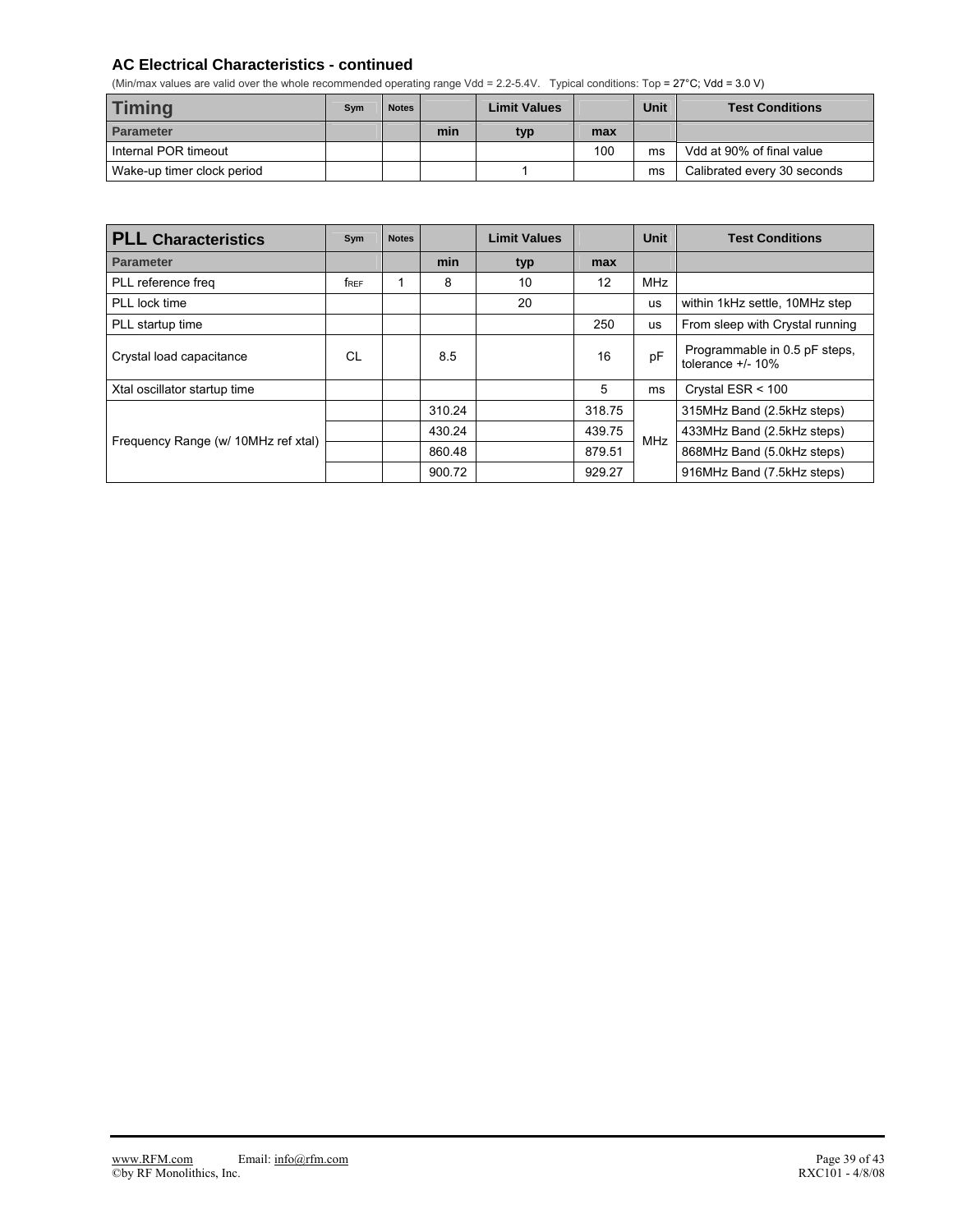## AC Electrical Characteristics - continued

(Min/max values are valid over the whole recommended operating range Vdd = 2.2-5.4V. Typical conditions: Top = 27°C; Vdd = 3.0 V)

| Timing | Sym | Notes | | Limit Values | | Unit | Test Conditions |
|---|---|---|---|---|---|---|---|
| **Parameter** | | | **min** | **typ** | **max** | | |
| Internal POR timeout | | | | | 100 | ms | Vdd at 90% of final value |
| Wake-up timer clock period | | | | 1 | | ms | Calibrated every 30 seconds |

| PLL Characteristics | Sym | Notes | | Limit Values | | Unit | Test Conditions |
|---|---|---|---|---|---|---|---|
| **Parameter** | | | **min** | **typ** | **max** | | |
| PLL reference freq | $f_{REF}$ | 1 | 8 | 10 | 12 | MHz | |
| PLL lock time | | | | 20 | | us | within 1kHz settle, 10MHz step |
| PLL startup time | | | | | 250 | us | From sleep with Crystal running |
| Crystal load capacitance | CL | | 8.5 | | 16 | pF | Programmable in 0.5 pF steps, tolerance +/- 10% |
| Xtal oscillator startup time | | | | | 5 | ms | Crystal ESR < 100 |
| Frequency Range (w/ 10MHz ref xtal) | | | 310.24 | | 318.75 | MHz | 315MHz Band (2.5kHz steps) |
| | | | 430.24 | | 439.75 | | 433MHz Band (2.5kHz steps) |
| | | | 860.48 | | 879.51 | | 868MHz Band (5.0kHz steps) |
| | | | 900.72 | | 929.27 | | 916MHz Band (7.5kHz steps) |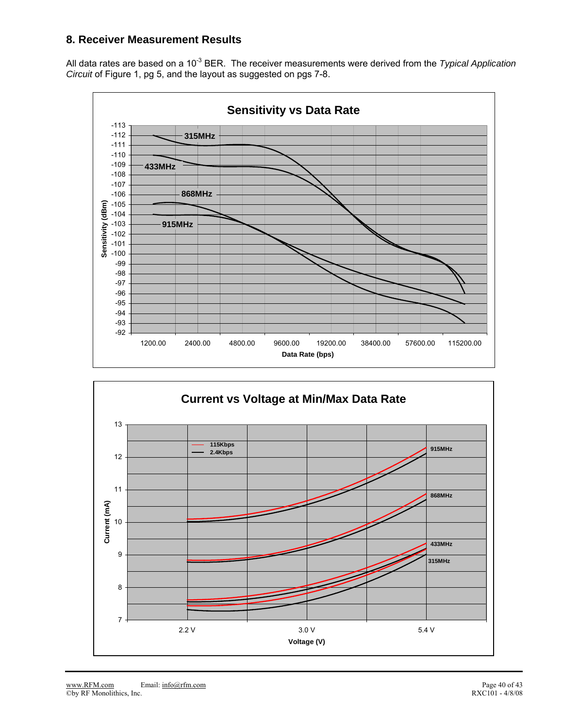## 8. Receiver Measurement Results

All data rates are based on a $10^{-3}$ BER. The receiver measurements were derived from the *Typical Application Circuit* of Figure 1, pg 5, and the layout as suggested on pgs 7-8.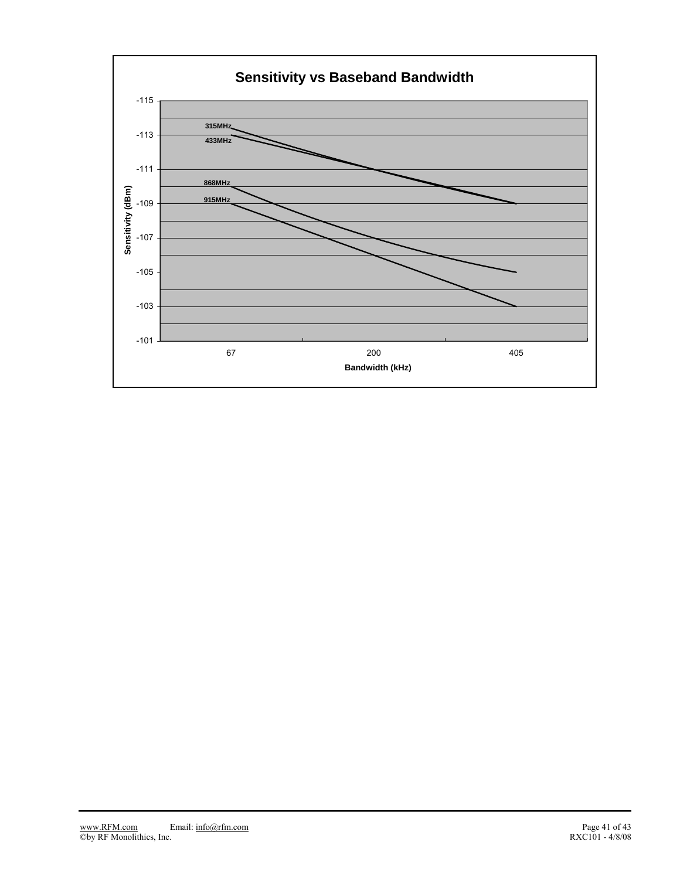**Sensitivity vs Baseband Bandwidth**

Sensitivity (dBm): -115, -113, -111, -109, -107, -105, -103, -101

Bandwidth (kHz): 67, 200, 405

315MHz
433MHz
868MHz
915MHz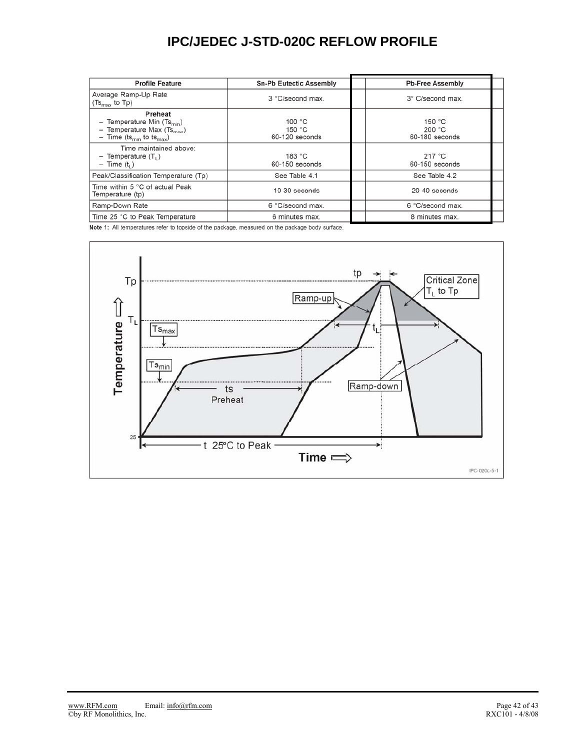# IPC/JEDEC J-STD-020C REFLOW PROFILE

| Profile Feature | Sn-Pb Eutectic Assembly | Pb-Free Assembly |
|---|---|---|
| Average Ramp-Up Rate ($Ts_{max}$ to Tp) | 3 °C/second max. | 3° C/second max. |
| **Preheat**<br>– Temperature Min ($Ts_{min}$)<br>– Temperature Max ($Ts_{max}$)<br>– Time ($ts_{min}$ to $ts_{max}$) | <br>100 °C<br>150 °C<br>60-120 seconds | <br>150 °C<br>200 °C<br>60-180 seconds |
| Time maintained above:<br>– Temperature ($T_L$)<br>– Time ($t_L$) | <br>183 °C<br>60-150 seconds | <br>217 °C<br>60-150 seconds |
| Peak/Classification Temperature (Tp) | See Table 4.1 | See Table 4.2 |
| Time within 5 °C of actual Peak Temperature (tp) | 10-30 seconds | 20-40 seconds |
| Ramp-Down Rate | 6 °C/second max. | 6 °C/second max. |
| Time 25 °C to Peak Temperature | 6 minutes max. | 8 minutes max. |

**Note 1:** All temperatures refer to topside of the package, measured on the package body surface.

IPC-020c-5-1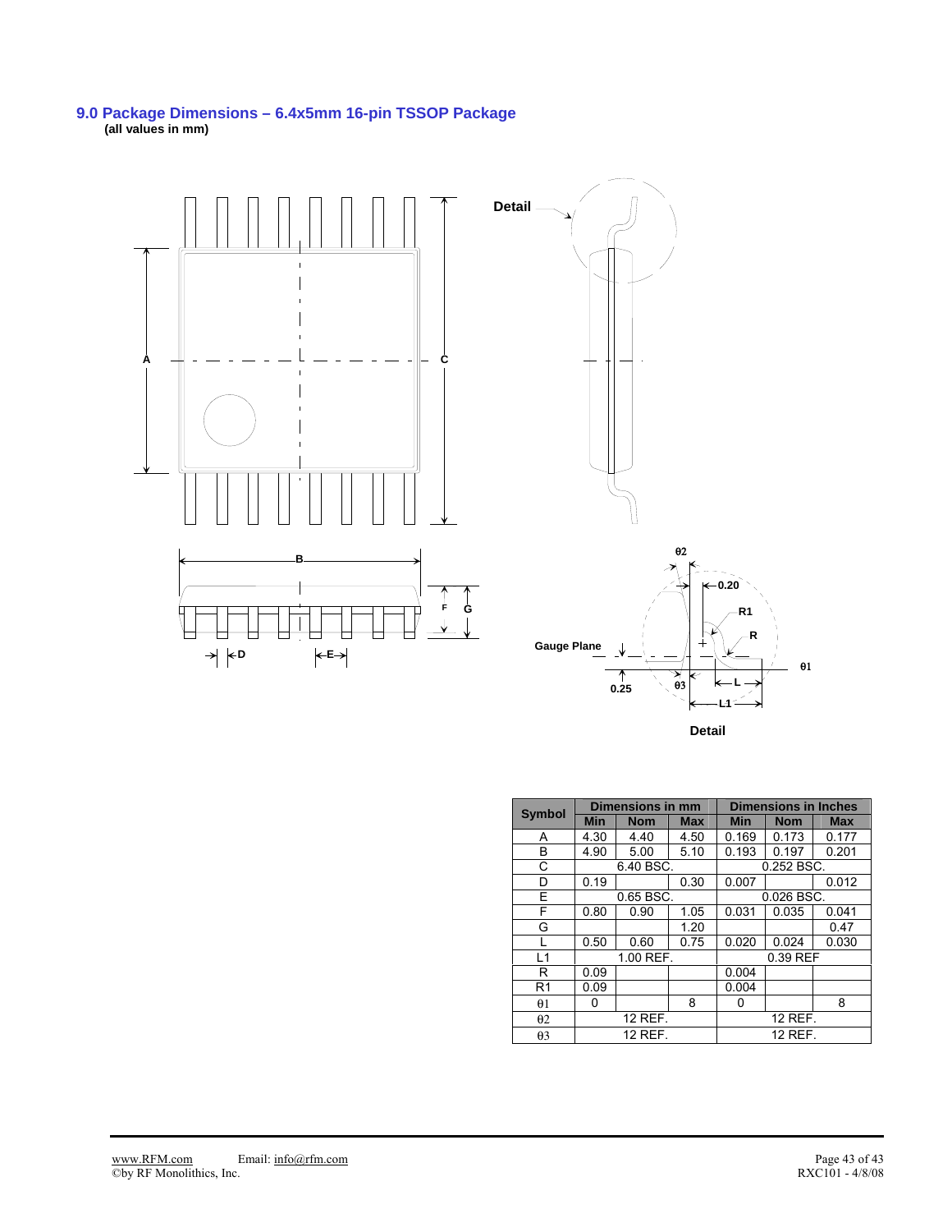## 9.0 Package Dimensions – 6.4x5mm 16-pin TSSOP Package

**(all values in mm)**

| Symbol | Dimensions in mm | | | Dimensions in Inches | | |
|---|---|---|---|---|---|---|
| | Min | Nom | Max | Min | Nom | Max |
| A | 4.30 | 4.40 | 4.50 | 0.169 | 0.173 | 0.177 |
| B | 4.90 | 5.00 | 5.10 | 0.193 | 0.197 | 0.201 |
| C | | 6.40 BSC. | | | 0.252 BSC. | |
| D | 0.19 | | 0.30 | 0.007 | | 0.012 |
| E | | 0.65 BSC. | | | 0.026 BSC. | |
| F | 0.80 | 0.90 | 1.05 | 0.031 | 0.035 | 0.041 |
| G | | | 1.20 | | | 0.47 |
| L | 0.50 | 0.60 | 0.75 | 0.020 | 0.024 | 0.030 |
| L1 | | 1.00 REF. | | | 0.39 REF | |
| R | 0.09 | | | 0.004 | | |
| R1 | 0.09 | | | 0.004 | | |
| θ1 | 0 | | 8 | 0 | | 8 |
| θ2 | | 12 REF. | | | 12 REF. | |
| θ3 | | 12 REF. | | | 12 REF. | |

www.RFM.com Email: info@rfm.com
©by RF Monolithics, Inc.

RXC101 - 4/8/08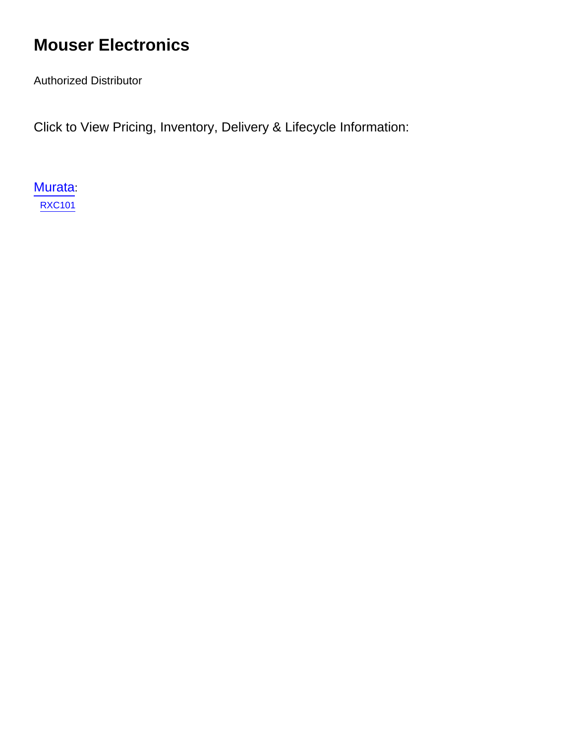# Mouser Electronics

Authorized Distributor

Click to View Pricing, Inventory, Delivery & Lifecycle Information:

Murata:

RXC101